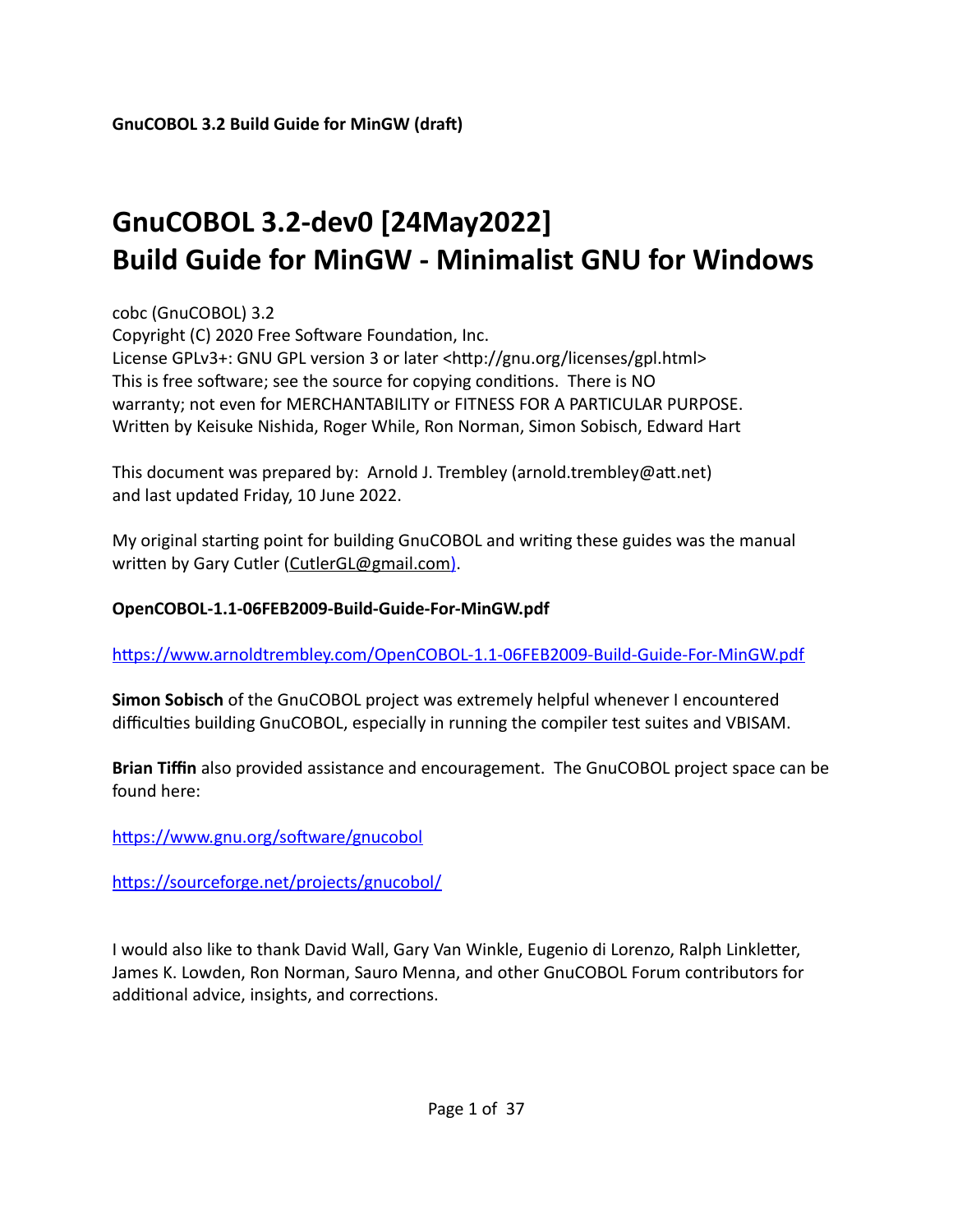# GnuCOBOL 3.2-dev0 [24May2022] Build Guide for MinGW - Minimalist GNU for Windows

cobc (GnuCOBOL) 3.2
Copyright (C) 2020 Free Software Foundation, Inc.
License GPLv3+: GNU GPL version 3 or later <http://gnu.org/licenses/gpl.html>
This is free software; see the source for copying conditions. There is NO
warranty; not even for MERCHANTABILITY or FITNESS FOR A PARTICULAR PURPOSE.
Written by Keisuke Nishida, Roger While, Ron Norman, Simon Sobisch, Edward Hart

This document was prepared by: Arnold J. Trembley (arnold.trembley@att.net)
and last updated Friday, 10 June 2022.

My original starting point for building GnuCOBOL and writing these guides was the manual written by Gary Cutler (CutlerGL@gmail.com).

**OpenCOBOL-1.1-06FEB2009-Build-Guide-For-MinGW.pdf**

https://www.arnoldtrembley.com/OpenCOBOL-1.1-06FEB2009-Build-Guide-For-MinGW.pdf

**Simon Sobisch** of the GnuCOBOL project was extremely helpful whenever I encountered difficulties building GnuCOBOL, especially in running the compiler test suites and VBISAM.

**Brian Tiffin** also provided assistance and encouragement. The GnuCOBOL project space can be found here:

https://www.gnu.org/software/gnucobol

https://sourceforge.net/projects/gnucobol/

I would also like to thank David Wall, Gary Van Winkle, Eugenio di Lorenzo, Ralph Linkletter, James K. Lowden, Ron Norman, Sauro Menna, and other GnuCOBOL Forum contributors for additional advice, insights, and corrections.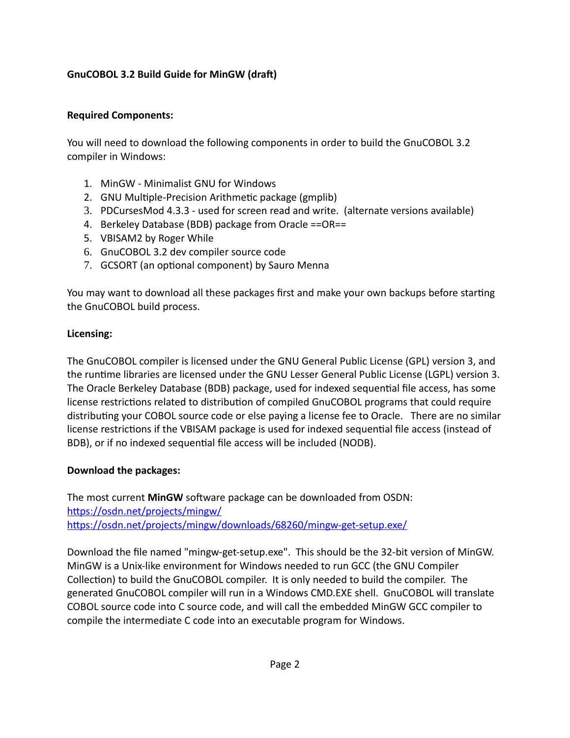**GnuCOBOL 3.2 Build Guide for MinGW (draft)**

**Required Components:**

You will need to download the following components in order to build the GnuCOBOL 3.2 compiler in Windows:

1. MinGW - Minimalist GNU for Windows
2. GNU Multiple-Precision Arithmetic package (gmplib)
3. PDCursesMod 4.3.3 - used for screen read and write. (alternate versions available)
4. Berkeley Database (BDB) package from Oracle ==OR==
5. VBISAM2 by Roger While
6. GnuCOBOL 3.2 dev compiler source code
7. GCSORT (an optional component) by Sauro Menna

You may want to download all these packages first and make your own backups before starting the GnuCOBOL build process.

**Licensing:**

The GnuCOBOL compiler is licensed under the GNU General Public License (GPL) version 3, and the runtime libraries are licensed under the GNU Lesser General Public License (LGPL) version 3. The Oracle Berkeley Database (BDB) package, used for indexed sequential file access, has some license restrictions related to distribution of compiled GnuCOBOL programs that could require distributing your COBOL source code or else paying a license fee to Oracle. There are no similar license restrictions if the VBISAM package is used for indexed sequential file access (instead of BDB), or if no indexed sequential file access will be included (NODB).

**Download the packages:**

The most current **MinGW** software package can be downloaded from OSDN:
[https://osdn.net/projects/mingw/](https://osdn.net/projects/mingw/)
[https://osdn.net/projects/mingw/downloads/68260/mingw-get-setup.exe/](https://osdn.net/projects/mingw/downloads/68260/mingw-get-setup.exe/)

Download the file named "mingw-get-setup.exe". This should be the 32-bit version of MinGW. MinGW is a Unix-like environment for Windows needed to run GCC (the GNU Compiler Collection) to build the GnuCOBOL compiler. It is only needed to build the compiler. The generated GnuCOBOL compiler will run in a Windows CMD.EXE shell. GnuCOBOL will translate COBOL source code into C source code, and will call the embedded MinGW GCC compiler to compile the intermediate C code into an executable program for Windows.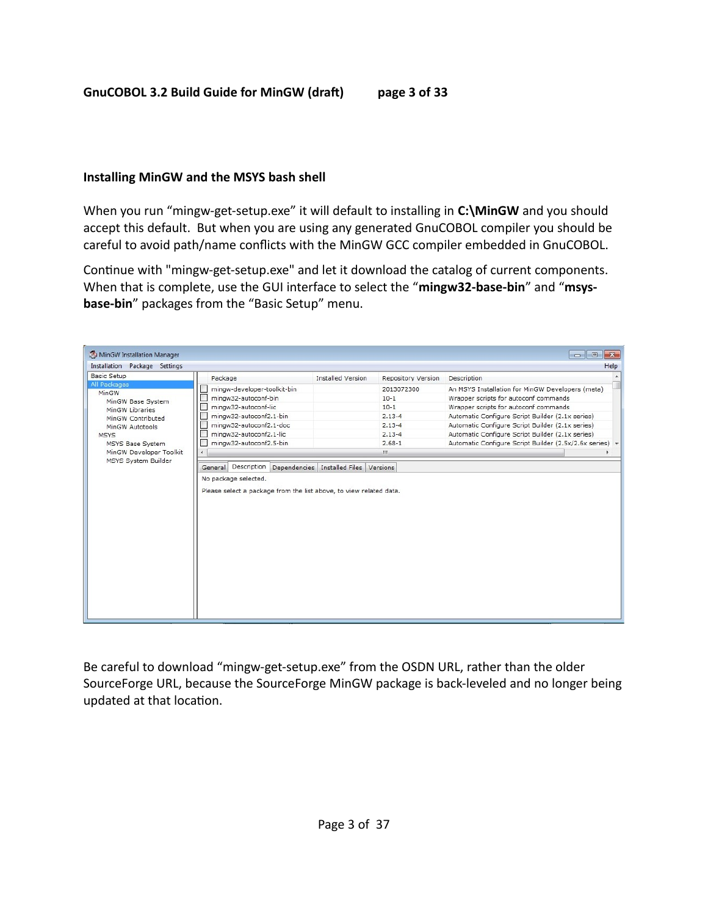## Installing MinGW and the MSYS bash shell

When you run “mingw-get-setup.exe” it will default to installing in **C:\MinGW** and you should accept this default. But when you are using any generated GnuCOBOL compiler you should be careful to avoid path/name conflicts with the MinGW GCC compiler embedded in GnuCOBOL.

Continue with "mingw-get-setup.exe" and let it download the catalog of current components. When that is complete, use the GUI interface to select the “**mingw32-base-bin**” and “**msys-base-bin**” packages from the “Basic Setup” menu.

Be careful to download “mingw-get-setup.exe” from the OSDN URL, rather than the older SourceForge URL, because the SourceForge MinGW package is back-leveled and no longer being updated at that location.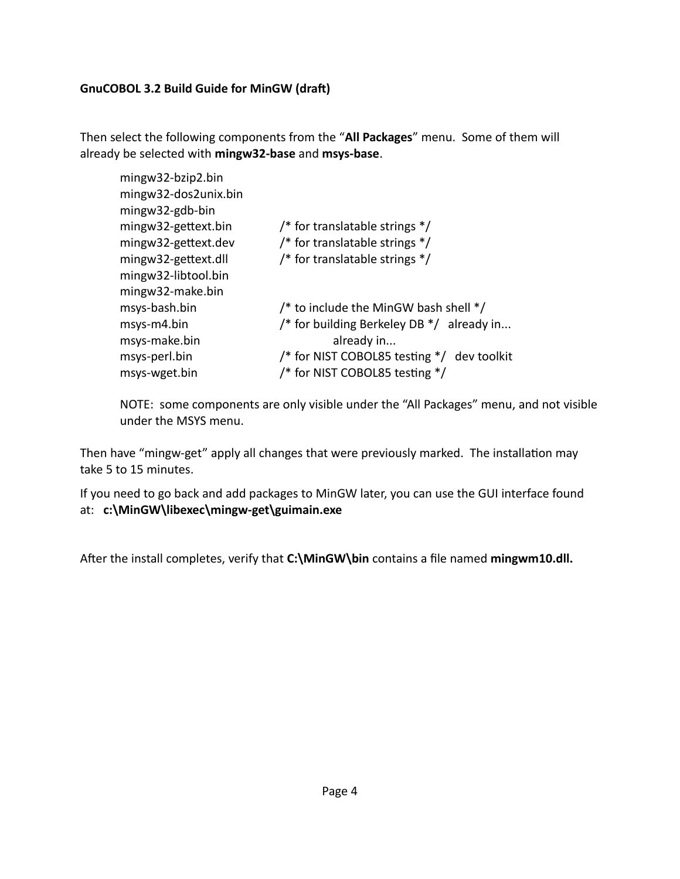**GnuCOBOL 3.2 Build Guide for MinGW (draft)**

Then select the following components from the "**All Packages**" menu. Some of them will already be selected with **mingw32-base** and **msys-base**.

```
mingw32-bzip2.bin
mingw32-dos2unix.bin
mingw32-gdb-bin
mingw32-gettext.bin        /* for translatable strings */
mingw32-gettext.dev        /* for translatable strings */
mingw32-gettext.dll        /* for translatable strings */
mingw32-libtool.bin
mingw32-make.bin
msys-bash.bin              /* to include the MinGW bash shell */
msys-m4.bin                /* for building Berkeley DB */   already in...
msys-make.bin                          already in...
msys-perl.bin              /* for NIST COBOL85 testing */   dev toolkit
msys-wget.bin              /* for NIST COBOL85 testing */
```

NOTE: some components are only visible under the "All Packages" menu, and not visible under the MSYS menu.

Then have "mingw-get" apply all changes that were previously marked. The installation may take 5 to 15 minutes.

If you need to go back and add packages to MinGW later, you can use the GUI interface found at: **c:\MinGW\libexec\mingw-get\guimain.exe**

After the install completes, verify that **C:\MinGW\bin** contains a file named **mingwm10.dll.**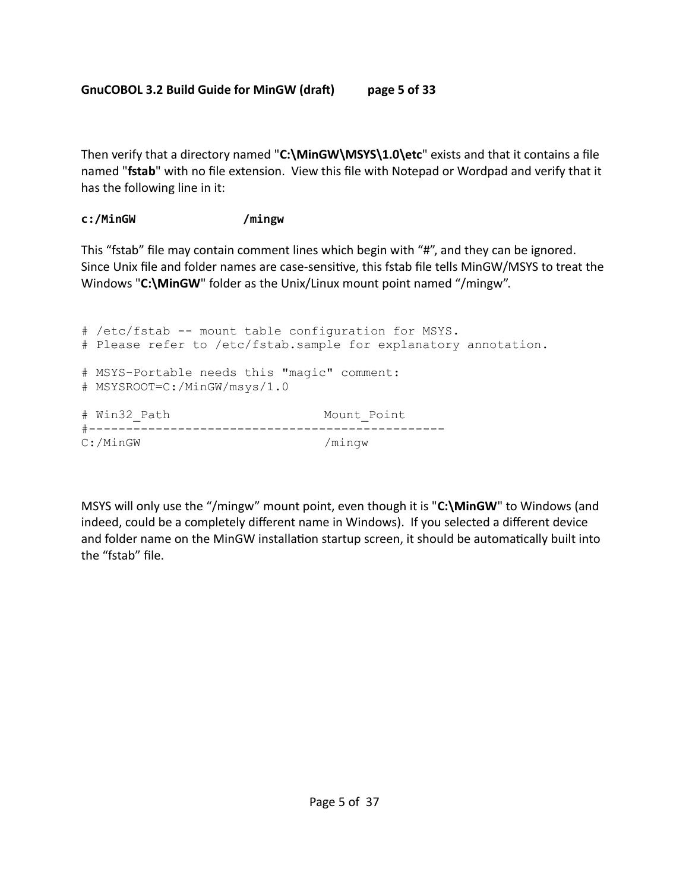Then verify that a directory named "**C:\MinGW\MSYS\1.0\etc**" exists and that it contains a file named "**fstab**" with no file extension. View this file with Notepad or Wordpad and verify that it has the following line in it:

```
c:/MinGW                /mingw
```

This "fstab" file may contain comment lines which begin with "#", and they can be ignored. Since Unix file and folder names are case-sensitive, this fstab file tells MinGW/MSYS to treat the Windows "**C:\MinGW**" folder as the Unix/Linux mount point named "/mingw".

```
# /etc/fstab -- mount table configuration for MSYS.
# Please refer to /etc/fstab.sample for explanatory annotation.

# MSYS-Portable needs this "magic" comment:
# MSYSROOT=C:/MinGW/msys/1.0

# Win32_Path                    Mount_Point
#-------------------------------------------------
C:/MinGW                        /mingw
```

MSYS will only use the "/mingw" mount point, even though it is "**C:\MinGW**" to Windows (and indeed, could be a completely different name in Windows). If you selected a different device and folder name on the MinGW installation startup screen, it should be automatically built into the "fstab" file.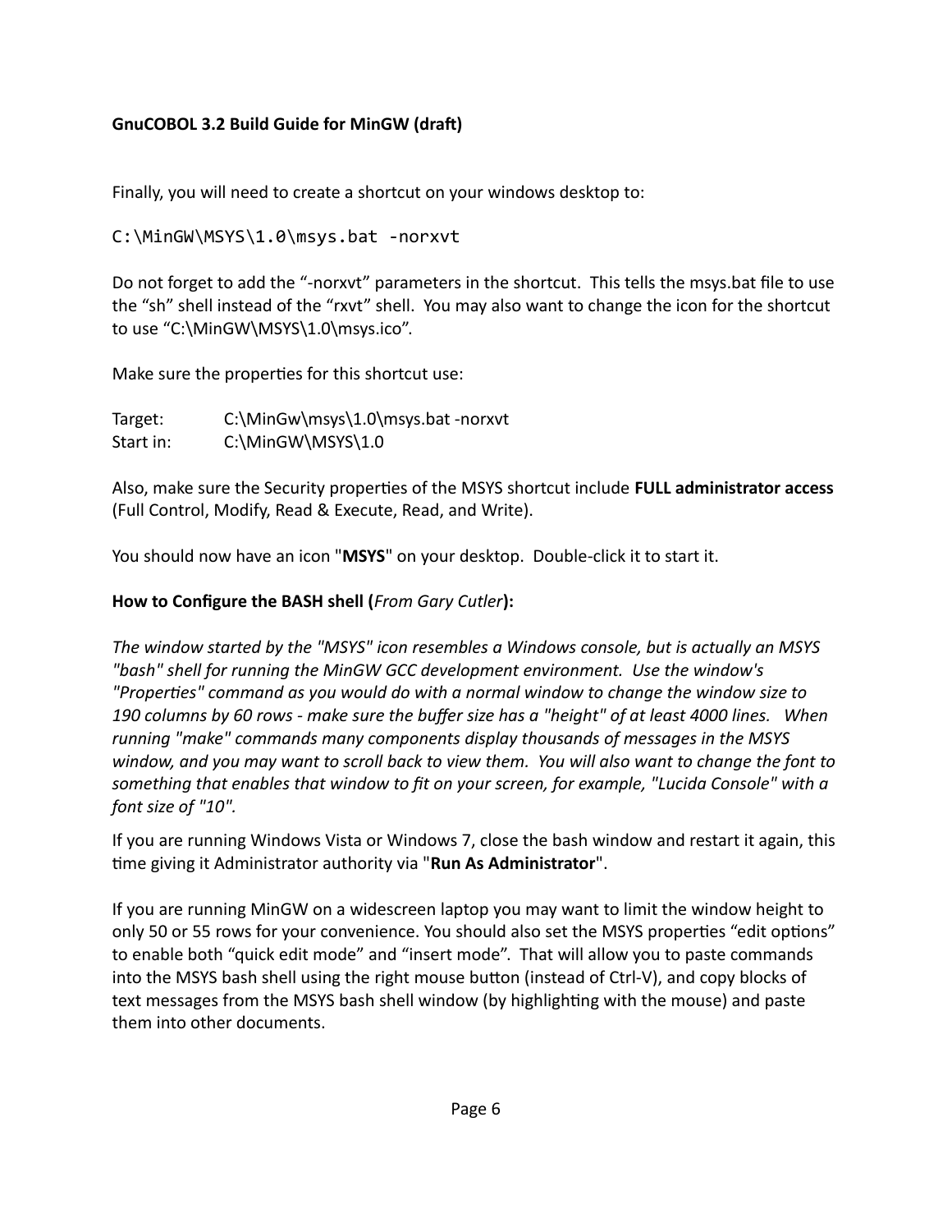**GnuCOBOL 3.2 Build Guide for MinGW (draft)**

Finally, you will need to create a shortcut on your windows desktop to:

```
C:\MinGW\MSYS\1.0\msys.bat -norxvt
```

Do not forget to add the "-norxvt" parameters in the shortcut. This tells the msys.bat file to use the "sh" shell instead of the "rxvt" shell. You may also want to change the icon for the shortcut to use "C:\MinGW\MSYS\1.0\msys.ico".

Make sure the properties for this shortcut use:

Target: C:\MinGw\msys\1.0\msys.bat -norxvt
Start in: C:\MinGW\MSYS\1.0

Also, make sure the Security properties of the MSYS shortcut include **FULL administrator access** (Full Control, Modify, Read & Execute, Read, and Write).

You should now have an icon "**MSYS**" on your desktop. Double-click it to start it.

**How to Configure the BASH shell (*From Gary Cutler*):**

*The window started by the "MSYS" icon resembles a Windows console, but is actually an MSYS "bash" shell for running the MinGW GCC development environment. Use the window's "Properties" command as you would do with a normal window to change the window size to 190 columns by 60 rows - make sure the buffer size has a "height" of at least 4000 lines. When running "make" commands many components display thousands of messages in the MSYS window, and you may want to scroll back to view them. You will also want to change the font to something that enables that window to fit on your screen, for example, "Lucida Console" with a font size of "10".*

If you are running Windows Vista or Windows 7, close the bash window and restart it again, this time giving it Administrator authority via "**Run As Administrator**".

If you are running MinGW on a widescreen laptop you may want to limit the window height to only 50 or 55 rows for your convenience. You should also set the MSYS properties "edit options" to enable both "quick edit mode" and "insert mode". That will allow you to paste commands into the MSYS bash shell using the right mouse button (instead of Ctrl-V), and copy blocks of text messages from the MSYS bash shell window (by highlighting with the mouse) and paste them into other documents.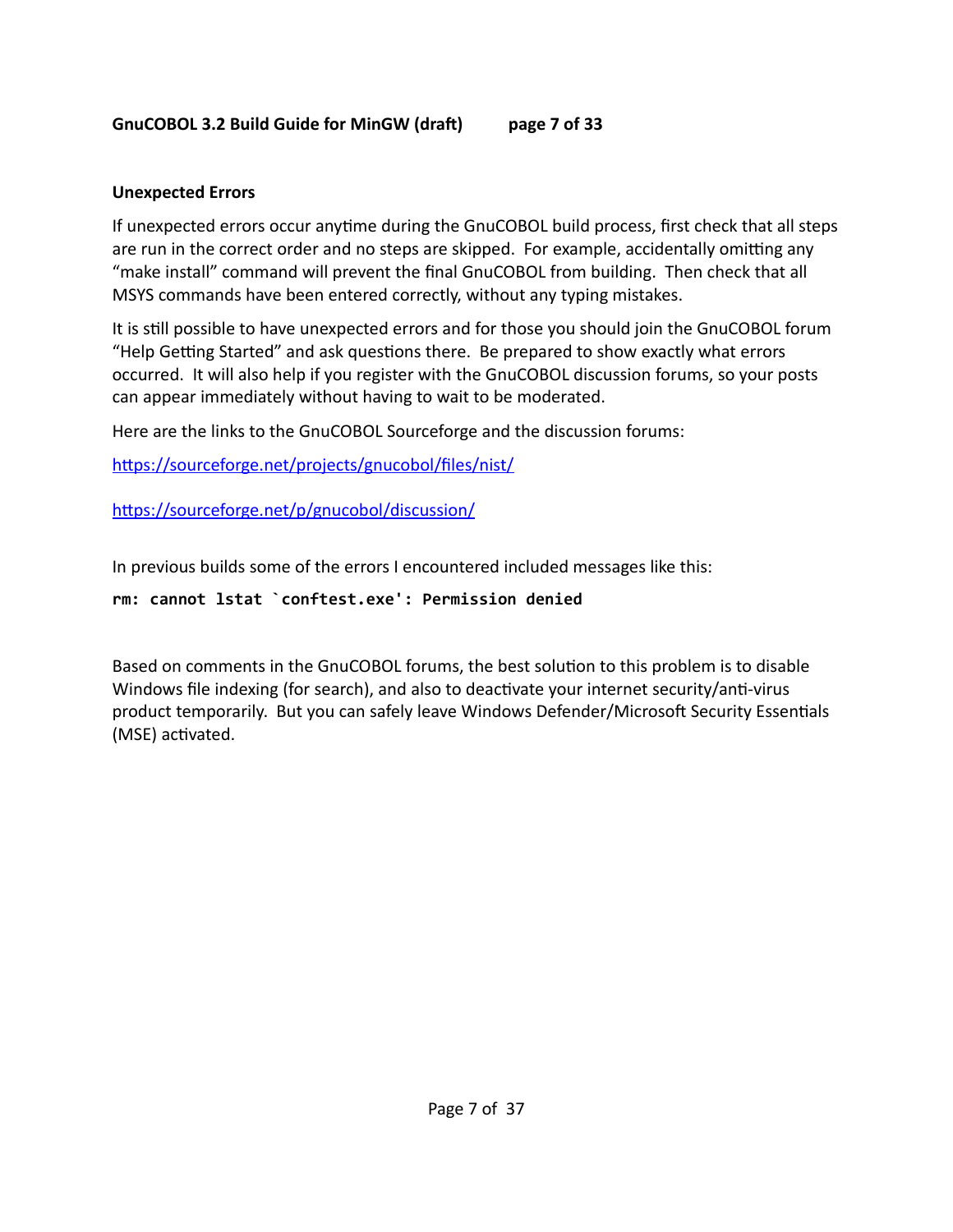## Unexpected Errors

If unexpected errors occur anytime during the GnuCOBOL build process, first check that all steps are run in the correct order and no steps are skipped. For example, accidentally omitting any "make install" command will prevent the final GnuCOBOL from building. Then check that all MSYS commands have been entered correctly, without any typing mistakes.

It is still possible to have unexpected errors and for those you should join the GnuCOBOL forum "Help Getting Started" and ask questions there. Be prepared to show exactly what errors occurred. It will also help if you register with the GnuCOBOL discussion forums, so your posts can appear immediately without having to wait to be moderated.

Here are the links to the GnuCOBOL Sourceforge and the discussion forums:

https://sourceforge.net/projects/gnucobol/files/nist/

https://sourceforge.net/p/gnucobol/discussion/

In previous builds some of the errors I encountered included messages like this:

```
rm: cannot lstat `conftest.exe': Permission denied
```

Based on comments in the GnuCOBOL forums, the best solution to this problem is to disable Windows file indexing (for search), and also to deactivate your internet security/anti-virus product temporarily. But you can safely leave Windows Defender/Microsoft Security Essentials (MSE) activated.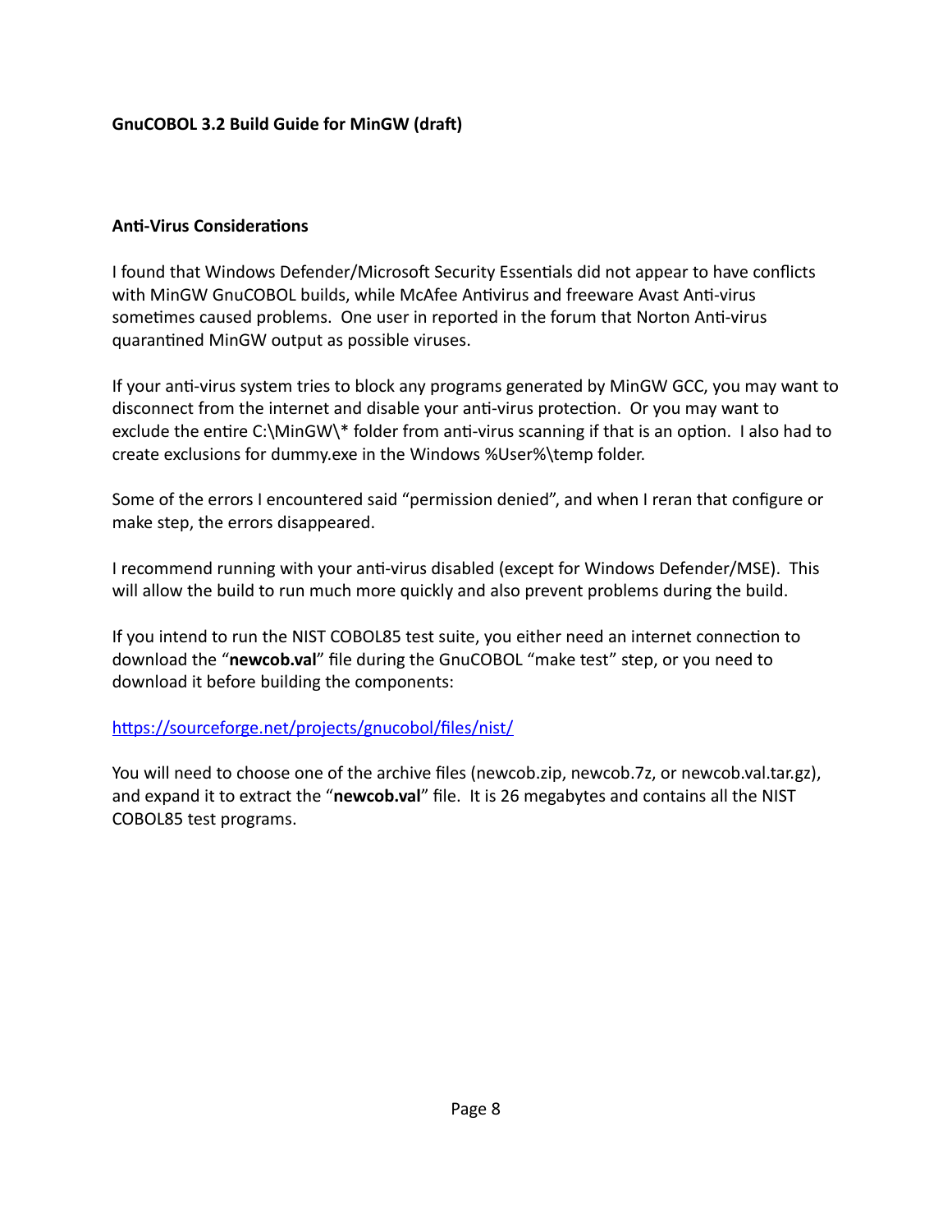**GnuCOBOL 3.2 Build Guide for MinGW (draft)**

**Anti-Virus Considerations**

I found that Windows Defender/Microsoft Security Essentials did not appear to have conflicts with MinGW GnuCOBOL builds, while McAfee Antivirus and freeware Avast Anti-virus sometimes caused problems. One user in reported in the forum that Norton Anti-virus quarantined MinGW output as possible viruses.

If your anti-virus system tries to block any programs generated by MinGW GCC, you may want to disconnect from the internet and disable your anti-virus protection. Or you may want to exclude the entire C:\MinGW\* folder from anti-virus scanning if that is an option. I also had to create exclusions for dummy.exe in the Windows %User%\temp folder.

Some of the errors I encountered said "permission denied", and when I reran that configure or make step, the errors disappeared.

I recommend running with your anti-virus disabled (except for Windows Defender/MSE). This will allow the build to run much more quickly and also prevent problems during the build.

If you intend to run the NIST COBOL85 test suite, you either need an internet connection to download the "**newcob.val**" file during the GnuCOBOL "make test" step, or you need to download it before building the components:

[https://sourceforge.net/projects/gnucobol/files/nist/](https://sourceforge.net/projects/gnucobol/files/nist/)

You will need to choose one of the archive files (newcob.zip, newcob.7z, or newcob.val.tar.gz), and expand it to extract the "**newcob.val**" file. It is 26 megabytes and contains all the NIST COBOL85 test programs.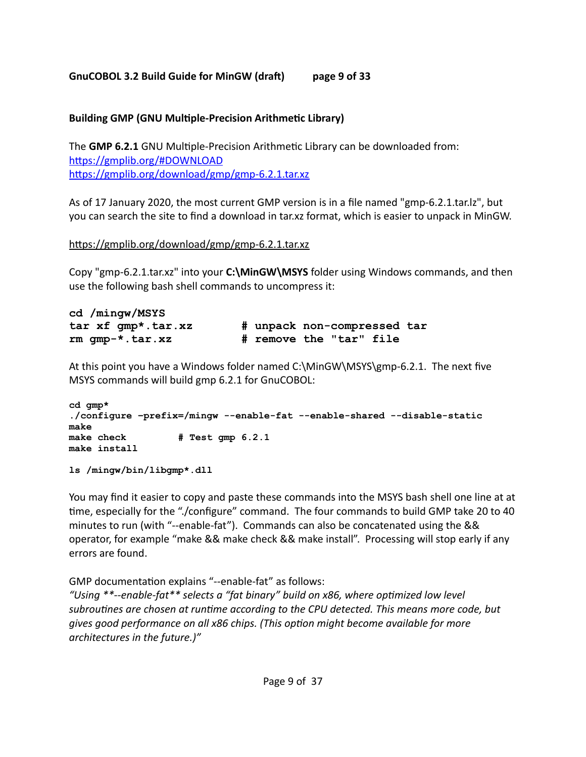## Building GMP (GNU Multiple-Precision Arithmetic Library)

The **GMP 6.2.1** GNU Multiple-Precision Arithmetic Library can be downloaded from:
[https://gmplib.org/#DOWNLOAD](https://gmplib.org/#DOWNLOAD)
[https://gmplib.org/download/gmp/gmp-6.2.1.tar.xz](https://gmplib.org/download/gmp/gmp-6.2.1.tar.xz)

As of 17 January 2020, the most current GMP version is in a file named "gmp-6.2.1.tar.lz", but you can search the site to find a download in tar.xz format, which is easier to unpack in MinGW.

[https://gmplib.org/download/gmp/gmp-6.2.1.tar.xz](https://gmplib.org/download/gmp/gmp-6.2.1.tar.xz)

Copy "gmp-6.2.1.tar.xz" into your **C:\MinGW\MSYS** folder using Windows commands, and then use the following bash shell commands to uncompress it:

```
cd /mingw/MSYS
tar xf gmp*.tar.xz          # unpack non-compressed tar
rm gmp-*.tar.xz             # remove the "tar" file
```

At this point you have a Windows folder named C:\MinGW\MSYS\gmp-6.2.1. The next five MSYS commands will build gmp 6.2.1 for GnuCOBOL:

```
cd gmp*
./configure -prefix=/mingw --enable-fat --enable-shared --disable-static
make
make check          # Test gmp 6.2.1
make install

ls /mingw/bin/libgmp*.dll
```

You may find it easier to copy and paste these commands into the MSYS bash shell one line at at time, especially for the "./configure" command. The four commands to build GMP take 20 to 40 minutes to run (with "--enable-fat"). Commands can also be concatenated using the && operator, for example "make && make check && make install". Processing will stop early if any errors are found.

GMP documentation explains "--enable-fat" as follows:
*"Using **--enable-fat** selects a "fat binary" build on x86, where optimized low level subroutines are chosen at runtime according to the CPU detected. This means more code, but gives good performance on all x86 chips. (This option might become available for more architectures in the future.)"*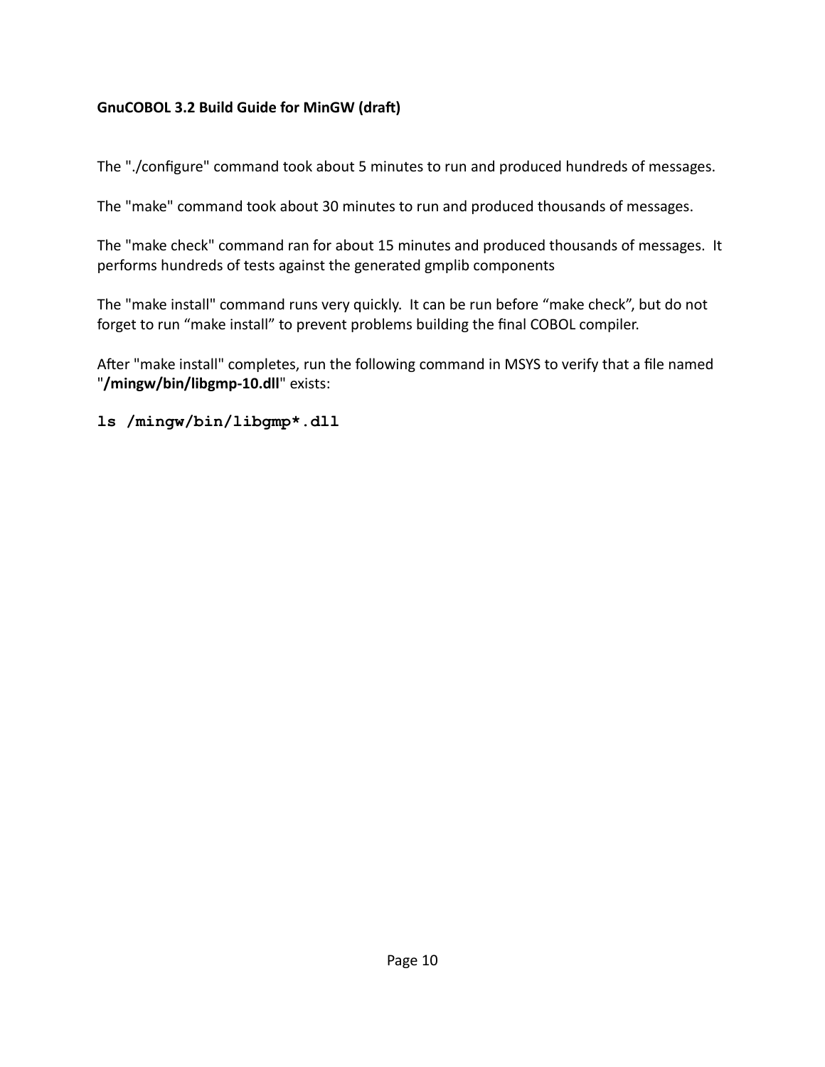**GnuCOBOL 3.2 Build Guide for MinGW (draft)**

The "./configure" command took about 5 minutes to run and produced hundreds of messages.

The "make" command took about 30 minutes to run and produced thousands of messages.

The "make check" command ran for about 15 minutes and produced thousands of messages. It performs hundreds of tests against the generated gmplib components

The "make install" command runs very quickly. It can be run before “make check”, but do not forget to run “make install” to prevent problems building the final COBOL compiler.

After "make install" completes, run the following command in MSYS to verify that a file named "**/mingw/bin/libgmp-10.dll**" exists:

```
ls /mingw/bin/libgmp*.dll
```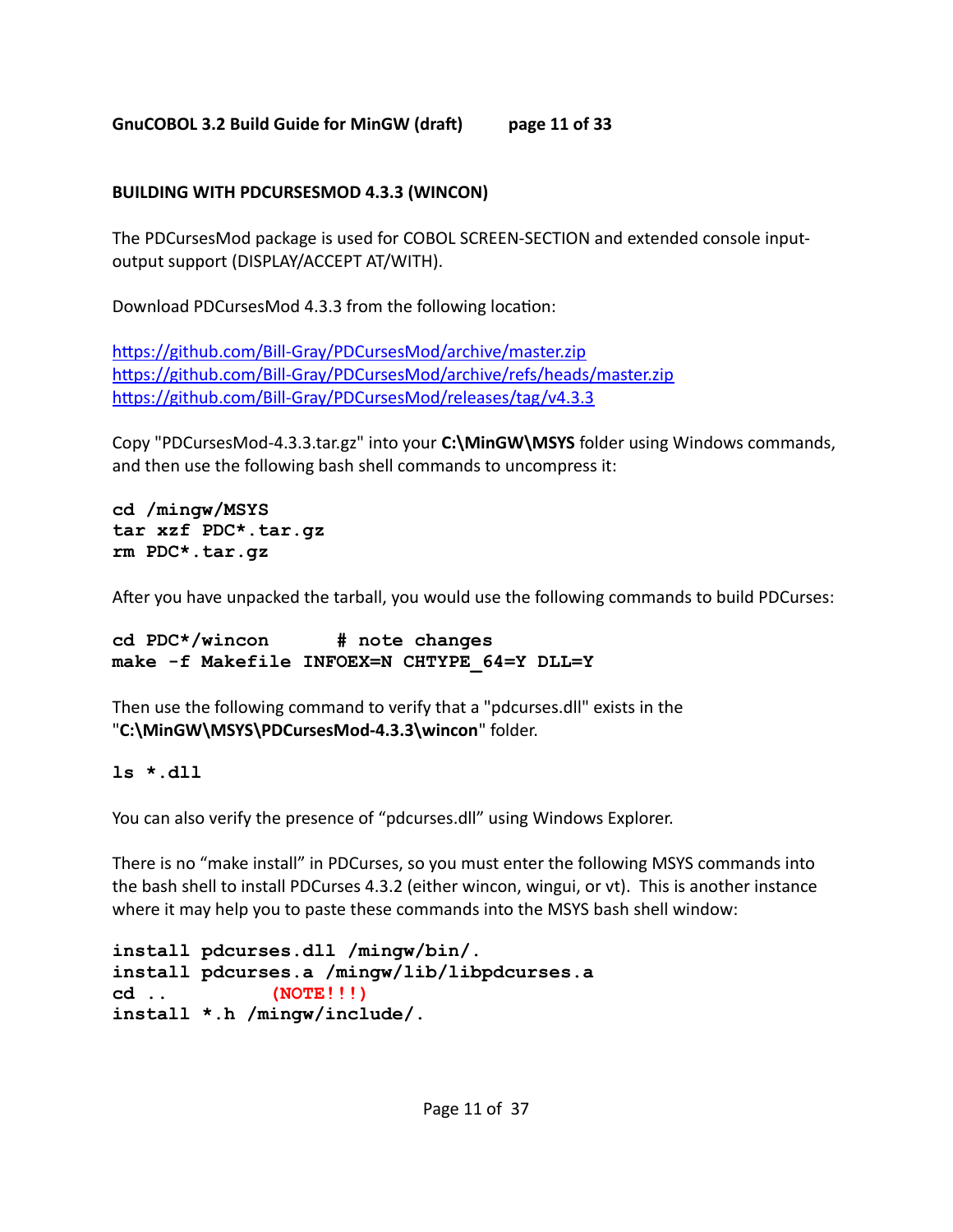## BUILDING WITH PDCURSESMOD 4.3.3 (WINCON)

The PDCursesMod package is used for COBOL SCREEN-SECTION and extended console input-output support (DISPLAY/ACCEPT AT/WITH).

Download PDCursesMod 4.3.3 from the following location:

https://github.com/Bill-Gray/PDCursesMod/archive/master.zip
https://github.com/Bill-Gray/PDCursesMod/archive/refs/heads/master.zip
https://github.com/Bill-Gray/PDCursesMod/releases/tag/v4.3.3

Copy "PDCursesMod-4.3.3.tar.gz" into your **C:\MinGW\MSYS** folder using Windows commands, and then use the following bash shell commands to uncompress it:

```
cd /mingw/MSYS
tar xzf PDC*.tar.gz
rm PDC*.tar.gz
```

After you have unpacked the tarball, you would use the following commands to build PDCurses:

```
cd PDC*/wincon       # note changes
make -f Makefile INFOEX=N CHTYPE_64=Y DLL=Y
```

Then use the following command to verify that a "pdcurses.dll" exists in the "**C:\MinGW\MSYS\PDCursesMod-4.3.3\wincon**" folder.

```
ls *.dll
```

You can also verify the presence of "pdcurses.dll" using Windows Explorer.

There is no "make install" in PDCurses, so you must enter the following MSYS commands into the bash shell to install PDCurses 4.3.2 (either wincon, wingui, or vt). This is another instance where it may help you to paste these commands into the MSYS bash shell window:

```
install pdcurses.dll /mingw/bin/.
install pdcurses.a /mingw/lib/libpdcurses.a
cd ..          (NOTE!!!)
install *.h /mingw/include/.
```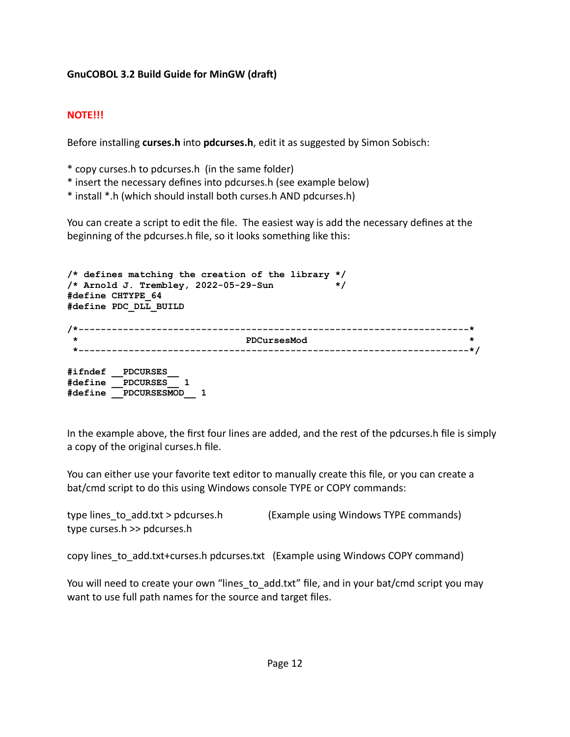**GnuCOBOL 3.2 Build Guide for MinGW (draft)**

**NOTE!!!**

Before installing **curses.h** into **pdcurses.h**, edit it as suggested by Simon Sobisch:

* copy curses.h to pdcurses.h  (in the same folder)
* insert the necessary defines into pdcurses.h (see example below)
* install *.h (which should install both curses.h AND pdcurses.h)

You can create a script to edit the file.  The easiest way is add the necessary defines at the beginning of the pdcurses.h file, so it looks something like this:

```
/* defines matching the creation of the library */
/* Arnold J. Trembley, 2022-05-29-Sun          */
#define CHTYPE_64
#define PDC_DLL_BUILD

/*----------------------------------------------------------------------*
 *                              PDCursesMod                             *
 *----------------------------------------------------------------------*/

#ifndef __PDCURSES__
#define __PDCURSES__ 1
#define __PDCURSESMOD__ 1
```

In the example above, the first four lines are added, and the rest of the pdcurses.h file is simply a copy of the original curses.h file.

You can either use your favorite text editor to manually create this file, or you can create a bat/cmd script to do this using Windows console TYPE or COPY commands:

type lines_to_add.txt > pdcurses.h           (Example using Windows TYPE commands)
type curses.h >> pdcurses.h

copy lines_to_add.txt+curses.h pdcurses.txt   (Example using Windows COPY command)

You will need to create your own "lines_to_add.txt" file, and in your bat/cmd script you may want to use full path names for the source and target files.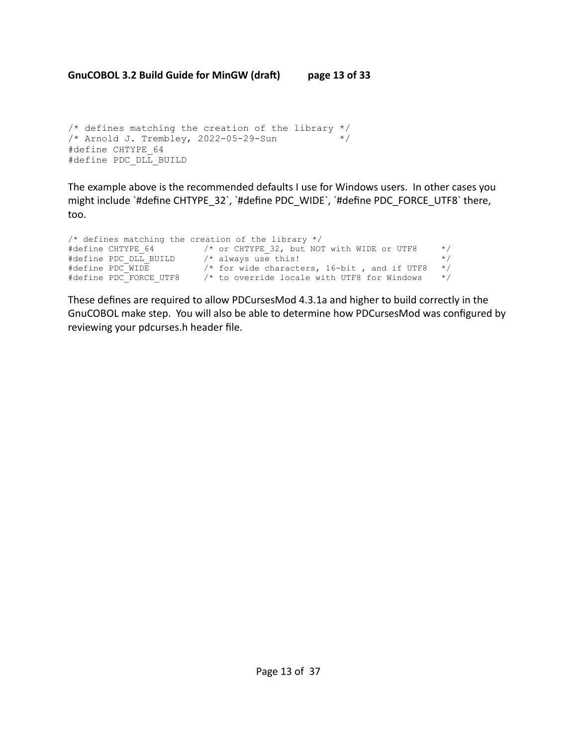```
/* defines matching the creation of the library */
/* Arnold J. Trembley, 2022-05-29-Sun           */
#define CHTYPE_64
#define PDC_DLL_BUILD
```

The example above is the recommended defaults I use for Windows users. In other cases you might include `#define CHTYPE_32`, `#define PDC_WIDE`, `#define PDC_FORCE_UTF8` there, too.

```
/* defines matching the creation of the library */
#define CHTYPE_64         /* or CHTYPE_32, but NOT with WIDE or UTF8     */
#define PDC_DLL_BUILD     /* always use this!                            */
#define PDC_WIDE          /* for wide characters, 16-bit , and if UTF8   */
#define PDC_FORCE_UTF8    /* to override locale with UTF8 for Windows    */
```

These defines are required to allow PDCursesMod 4.3.1a and higher to build correctly in the GnuCOBOL make step. You will also be able to determine how PDCursesMod was configured by reviewing your pdcurses.h header file.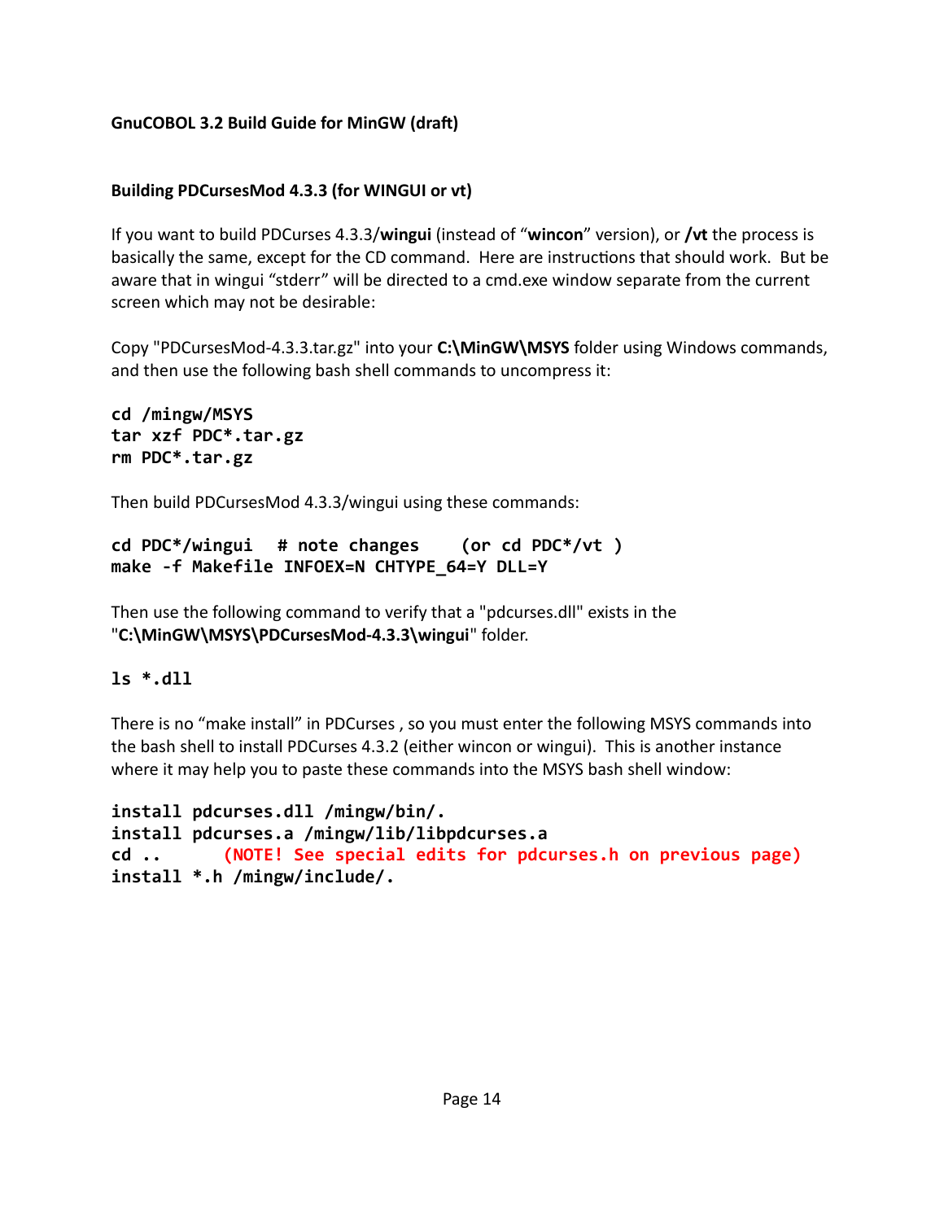**GnuCOBOL 3.2 Build Guide for MinGW (draft)**

**Building PDCursesMod 4.3.3 (for WINGUI or vt)**

If you want to build PDCurses 4.3.3/**wingui** (instead of "**wincon**" version), or **/vt** the process is basically the same, except for the CD command. Here are instructions that should work. But be aware that in wingui "stderr" will be directed to a cmd.exe window separate from the current screen which may not be desirable:

Copy "PDCursesMod-4.3.3.tar.gz" into your **C:\MinGW\MSYS** folder using Windows commands, and then use the following bash shell commands to uncompress it:

```
cd /mingw/MSYS
tar xzf PDC*.tar.gz
rm PDC*.tar.gz
```

Then build PDCursesMod 4.3.3/wingui using these commands:

```
cd PDC*/wingui   # note changes    (or cd PDC*/vt )
make -f Makefile INFOEX=N CHTYPE_64=Y DLL=Y
```

Then use the following command to verify that a "pdcurses.dll" exists in the "**C:\MinGW\MSYS\PDCursesMod-4.3.3\wingui**" folder.

```
ls *.dll
```

There is no "make install" in PDCurses , so you must enter the following MSYS commands into the bash shell to install PDCurses 4.3.2 (either wincon or wingui). This is another instance where it may help you to paste these commands into the MSYS bash shell window:

```
install pdcurses.dll /mingw/bin/.
install pdcurses.a /mingw/lib/libpdcurses.a
cd ..      (NOTE! See special edits for pdcurses.h on previous page)
install *.h /mingw/include/.
```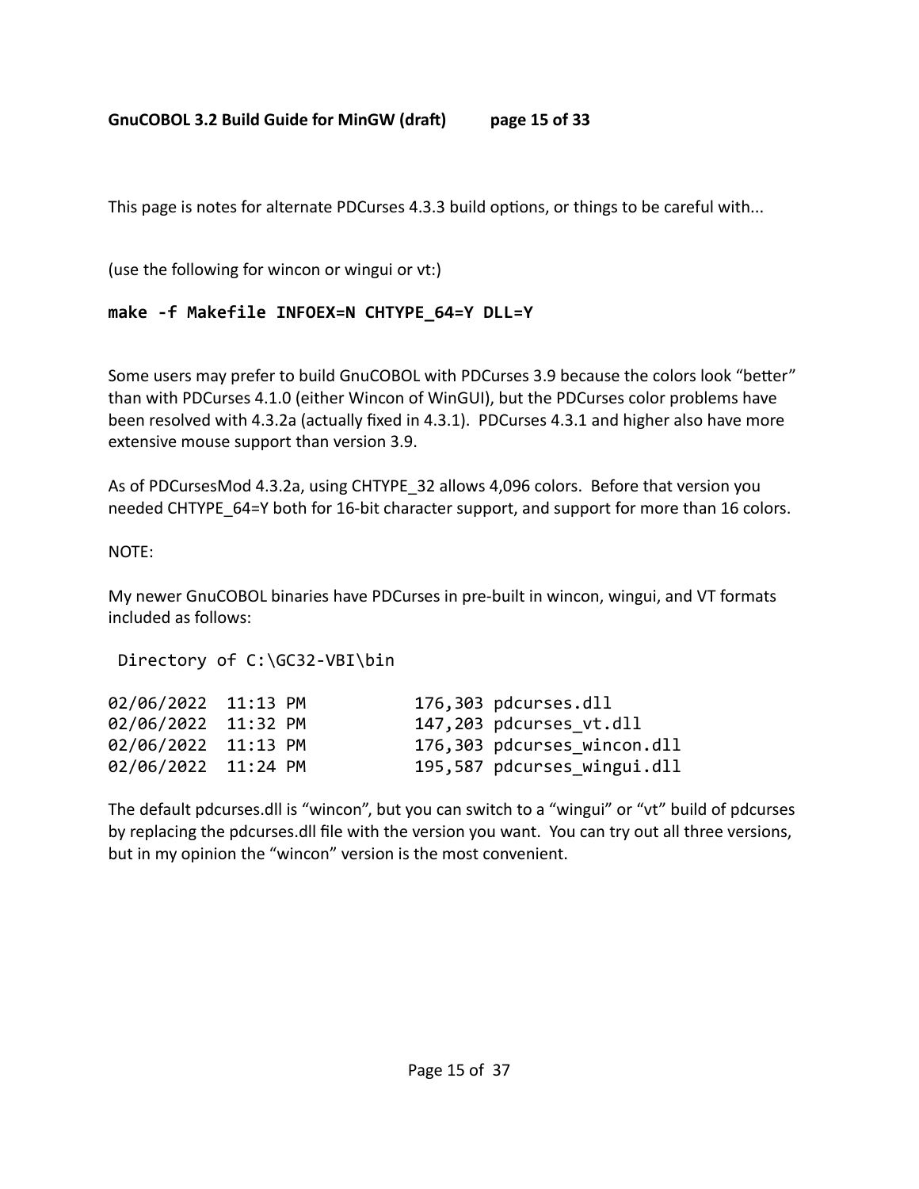This page is notes for alternate PDCurses 4.3.3 build options, or things to be careful with...

(use the following for wincon or wingui or vt:)

```
make -f Makefile INFOEX=N CHTYPE_64=Y DLL=Y
```

Some users may prefer to build GnuCOBOL with PDCurses 3.9 because the colors look "better" than with PDCurses 4.1.0 (either Wincon of WinGUI), but the PDCurses color problems have been resolved with 4.3.2a (actually fixed in 4.3.1). PDCurses 4.3.1 and higher also have more extensive mouse support than version 3.9.

As of PDCursesMod 4.3.2a, using CHTYPE_32 allows 4,096 colors. Before that version you needed CHTYPE_64=Y both for 16-bit character support, and support for more than 16 colors.

NOTE:

My newer GnuCOBOL binaries have PDCurses in pre-built in wincon, wingui, and VT formats included as follows:

```
 Directory of C:\GC32-VBI\bin

02/06/2022  11:13 PM           176,303 pdcurses.dll
02/06/2022  11:32 PM           147,203 pdcurses_vt.dll
02/06/2022  11:13 PM           176,303 pdcurses_wincon.dll
02/06/2022  11:24 PM           195,587 pdcurses_wingui.dll
```

The default pdcurses.dll is "wincon", but you can switch to a "wingui" or "vt" build of pdcurses by replacing the pdcurses.dll file with the version you want. You can try out all three versions, but in my opinion the "wincon" version is the most convenient.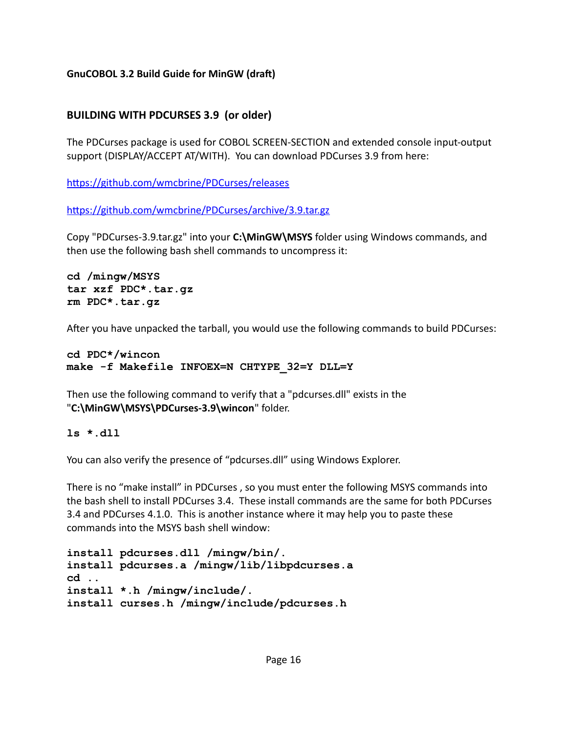**GnuCOBOL 3.2 Build Guide for MinGW (draft)**

## BUILDING WITH PDCURSES 3.9 (or older)

The PDCurses package is used for COBOL SCREEN-SECTION and extended console input-output support (DISPLAY/ACCEPT AT/WITH). You can download PDCurses 3.9 from here:

https://github.com/wmcbrine/PDCurses/releases

https://github.com/wmcbrine/PDCurses/archive/3.9.tar.gz

Copy "PDCurses-3.9.tar.gz" into your **C:\MinGW\MSYS** folder using Windows commands, and then use the following bash shell commands to uncompress it:

```
cd /mingw/MSYS
tar xzf PDC*.tar.gz
rm PDC*.tar.gz
```

After you have unpacked the tarball, you would use the following commands to build PDCurses:

```
cd PDC*/wincon
make -f Makefile INFOEX=N CHTYPE_32=Y DLL=Y
```

Then use the following command to verify that a "pdcurses.dll" exists in the "**C:\MinGW\MSYS\PDCurses-3.9\wincon**" folder.

```
ls *.dll
```

You can also verify the presence of "pdcurses.dll" using Windows Explorer.

There is no "make install" in PDCurses , so you must enter the following MSYS commands into the bash shell to install PDCurses 3.4. These install commands are the same for both PDCurses 3.4 and PDCurses 4.1.0. This is another instance where it may help you to paste these commands into the MSYS bash shell window:

```
install pdcurses.dll /mingw/bin/.
install pdcurses.a /mingw/lib/libpdcurses.a
cd ..
install *.h /mingw/include/.
install curses.h /mingw/include/pdcurses.h
```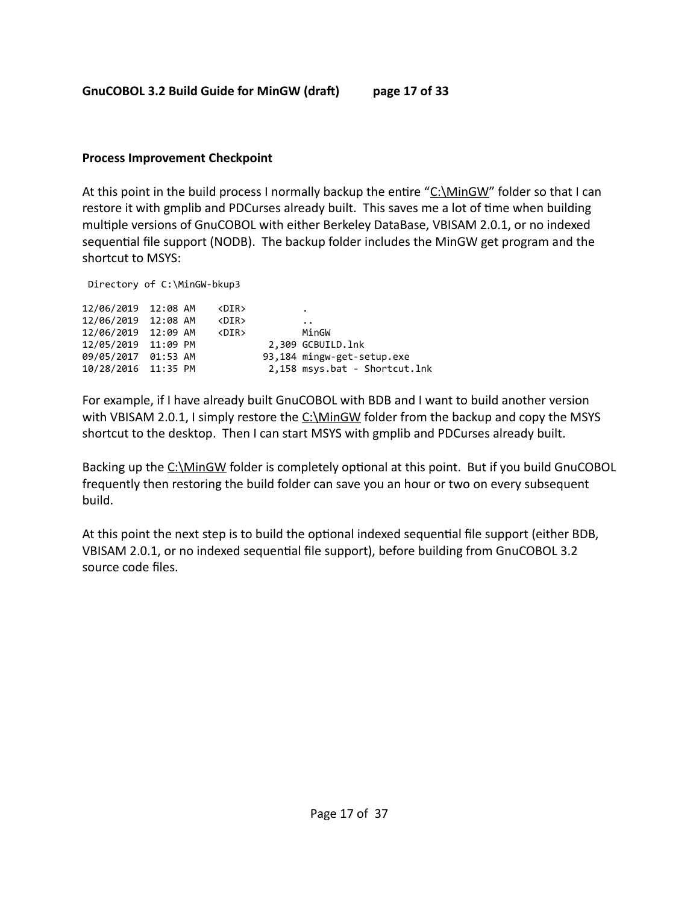### Process Improvement Checkpoint

At this point in the build process I normally backup the entire "C:\MinGW" folder so that I can restore it with gmplib and PDCurses already built. This saves me a lot of time when building multiple versions of GnuCOBOL with either Berkeley DataBase, VBISAM 2.0.1, or no indexed sequential file support (NODB). The backup folder includes the MinGW get program and the shortcut to MSYS:

```
 Directory of C:\MinGW-bkup3

12/06/2019  12:08 AM    <DIR>          .
12/06/2019  12:08 AM    <DIR>          ..
12/06/2019  12:09 AM    <DIR>          MinGW
12/05/2019  11:09 PM             2,309 GCBUILD.lnk
09/05/2017  01:53 AM            93,184 mingw-get-setup.exe
10/28/2016  11:35 PM             2,158 msys.bat - Shortcut.lnk
```

For example, if I have already built GnuCOBOL with BDB and I want to build another version with VBISAM 2.0.1, I simply restore the C:\MinGW folder from the backup and copy the MSYS shortcut to the desktop. Then I can start MSYS with gmplib and PDCurses already built.

Backing up the C:\MinGW folder is completely optional at this point. But if you build GnuCOBOL frequently then restoring the build folder can save you an hour or two on every subsequent build.

At this point the next step is to build the optional indexed sequential file support (either BDB, VBISAM 2.0.1, or no indexed sequential file support), before building from GnuCOBOL 3.2 source code files.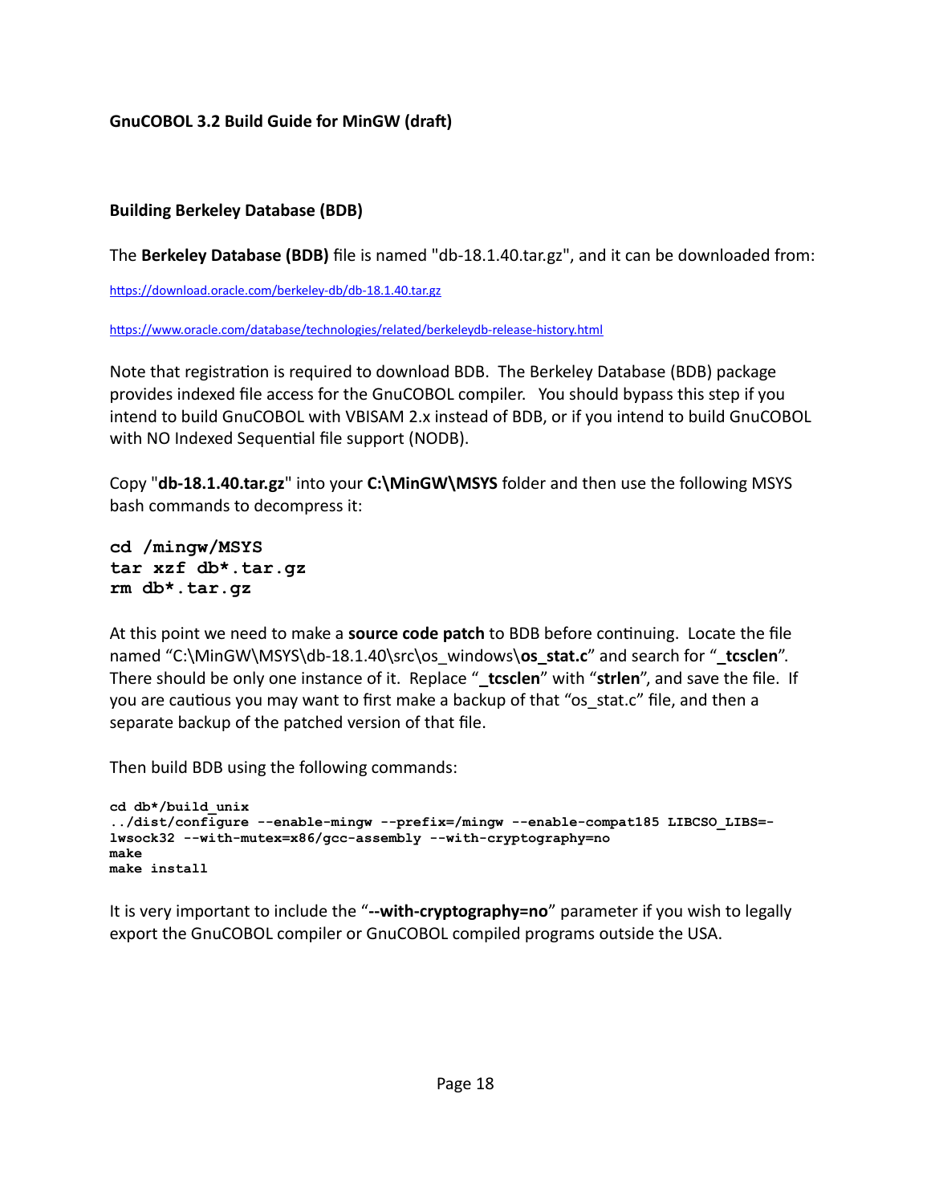**GnuCOBOL 3.2 Build Guide for MinGW (draft)**

**Building Berkeley Database (BDB)**

The **Berkeley Database (BDB)** file is named "db-18.1.40.tar.gz", and it can be downloaded from:

https://download.oracle.com/berkeley-db/db-18.1.40.tar.gz

https://www.oracle.com/database/technologies/related/berkeleydb-release-history.html

Note that registration is required to download BDB. The Berkeley Database (BDB) package provides indexed file access for the GnuCOBOL compiler. You should bypass this step if you intend to build GnuCOBOL with VBISAM 2.x instead of BDB, or if you intend to build GnuCOBOL with NO Indexed Sequential file support (NODB).

Copy "**db-18.1.40.tar.gz**" into your **C:\MinGW\MSYS** folder and then use the following MSYS bash commands to decompress it:

```
cd /mingw/MSYS
tar xzf db*.tar.gz
rm db*.tar.gz
```

At this point we need to make a **source code patch** to BDB before continuing. Locate the file named "C:\MinGW\MSYS\db-18.1.40\src\os_windows\**os_stat.c**" and search for "**_tcsclen**". There should be only one instance of it. Replace "**_tcsclen**" with "**strlen**", and save the file. If you are cautious you may want to first make a backup of that "os_stat.c" file, and then a separate backup of the patched version of that file.

Then build BDB using the following commands:

```
cd db*/build_unix
../dist/configure --enable-mingw --prefix=/mingw --enable-compat185 LIBCSO_LIBS=-lwsock32 --with-mutex=x86/gcc-assembly --with-cryptography=no
make
make install
```

It is very important to include the "**--with-cryptography=no**" parameter if you wish to legally export the GnuCOBOL compiler or GnuCOBOL compiled programs outside the USA.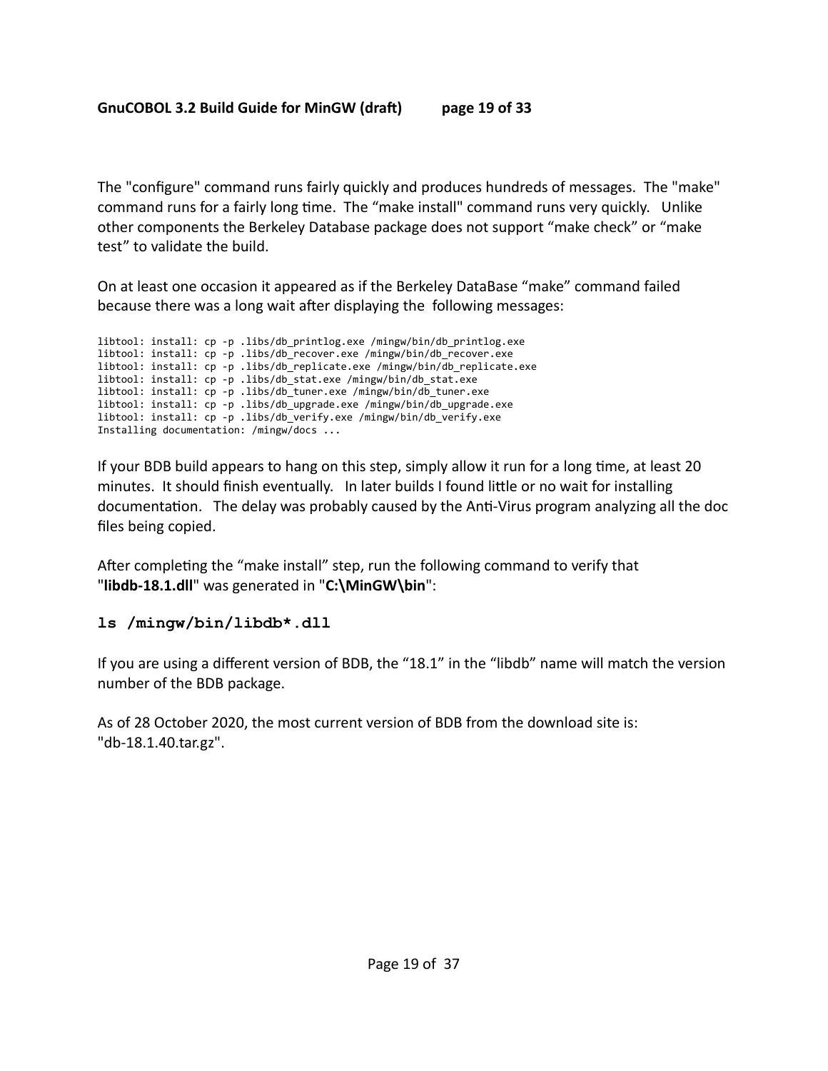The "configure" command runs fairly quickly and produces hundreds of messages. The "make" command runs for a fairly long time. The "make install" command runs very quickly. Unlike other components the Berkeley Database package does not support "make check" or "make test" to validate the build.

On at least one occasion it appeared as if the Berkeley DataBase "make" command failed because there was a long wait after displaying the following messages:

```
libtool: install: cp -p .libs/db_printlog.exe /mingw/bin/db_printlog.exe
libtool: install: cp -p .libs/db_recover.exe /mingw/bin/db_recover.exe
libtool: install: cp -p .libs/db_replicate.exe /mingw/bin/db_replicate.exe
libtool: install: cp -p .libs/db_stat.exe /mingw/bin/db_stat.exe
libtool: install: cp -p .libs/db_tuner.exe /mingw/bin/db_tuner.exe
libtool: install: cp -p .libs/db_upgrade.exe /mingw/bin/db_upgrade.exe
libtool: install: cp -p .libs/db_verify.exe /mingw/bin/db_verify.exe
Installing documentation: /mingw/docs ...
```

If your BDB build appears to hang on this step, simply allow it run for a long time, at least 20 minutes. It should finish eventually. In later builds I found little or no wait for installing documentation. The delay was probably caused by the Anti-Virus program analyzing all the doc files being copied.

After completing the "make install" step, run the following command to verify that "**libdb-18.1.dll**" was generated in "**C:\MinGW\bin**":

```
ls /mingw/bin/libdb*.dll
```

If you are using a different version of BDB, the "18.1" in the "libdb" name will match the version number of the BDB package.

As of 28 October 2020, the most current version of BDB from the download site is: "db-18.1.40.tar.gz".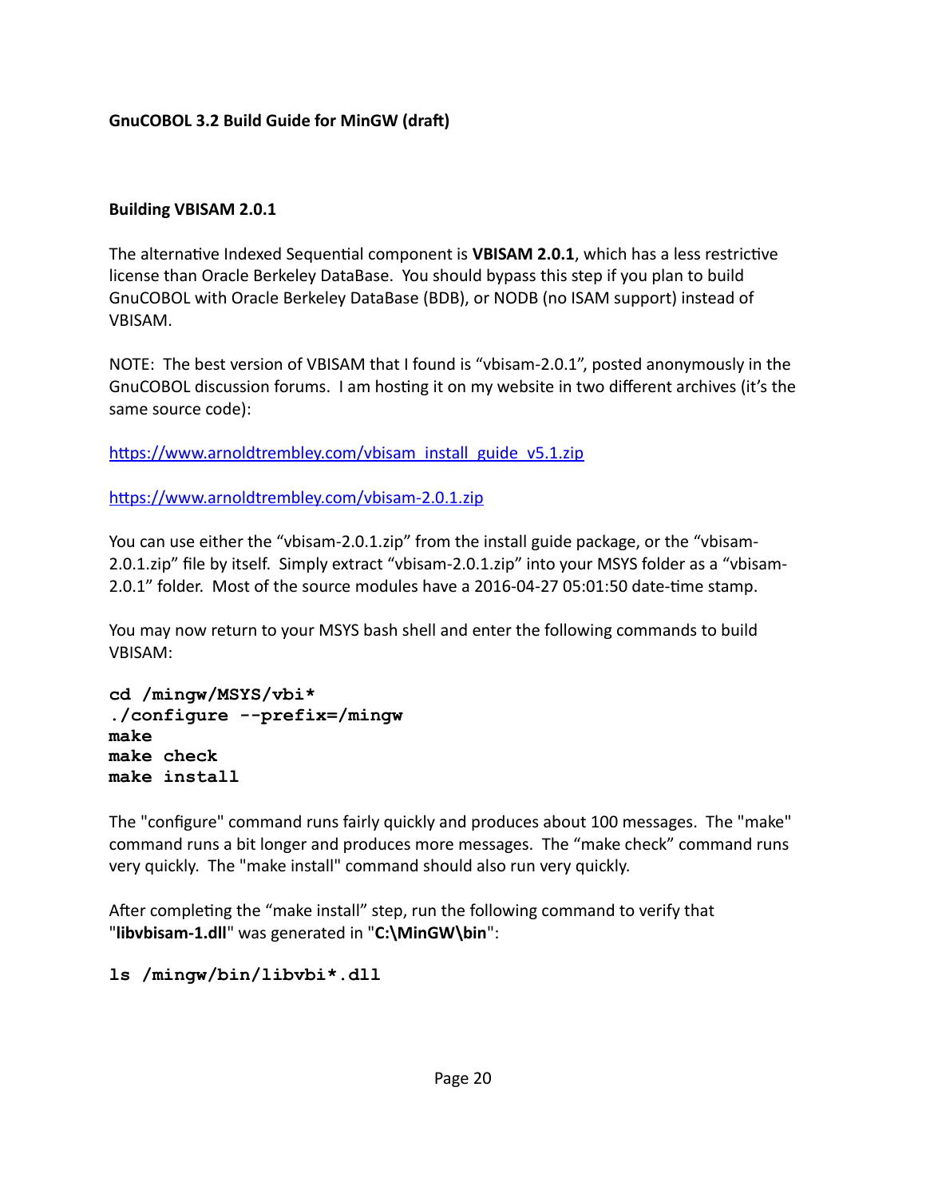**GnuCOBOL 3.2 Build Guide for MinGW (draft)**

## Building VBISAM 2.0.1

The alternative Indexed Sequential component is **VBISAM 2.0.1**, which has a less restrictive license than Oracle Berkeley DataBase. You should bypass this step if you plan to build GnuCOBOL with Oracle Berkeley DataBase (BDB), or NODB (no ISAM support) instead of VBISAM.

NOTE: The best version of VBISAM that I found is “vbisam-2.0.1”, posted anonymously in the GnuCOBOL discussion forums. I am hosting it on my website in two different archives (it’s the same source code):

https://www.arnoldtrembley.com/vbisam_install_guide_v5.1.zip

https://www.arnoldtrembley.com/vbisam-2.0.1.zip

You can use either the “vbisam-2.0.1.zip” from the install guide package, or the “vbisam-2.0.1.zip” file by itself. Simply extract “vbisam-2.0.1.zip” into your MSYS folder as a “vbisam-2.0.1” folder. Most of the source modules have a 2016-04-27 05:01:50 date-time stamp.

You may now return to your MSYS bash shell and enter the following commands to build VBISAM:

```
cd /mingw/MSYS/vbi*
./configure --prefix=/mingw
make
make check
make install
```

The "configure" command runs fairly quickly and produces about 100 messages. The "make" command runs a bit longer and produces more messages. The “make check” command runs very quickly. The "make install" command should also run very quickly.

After completing the “make install” step, run the following command to verify that "**libvbisam-1.dll**" was generated in "**C:\MinGW\bin**":

```
ls /mingw/bin/libvbi*.dll
```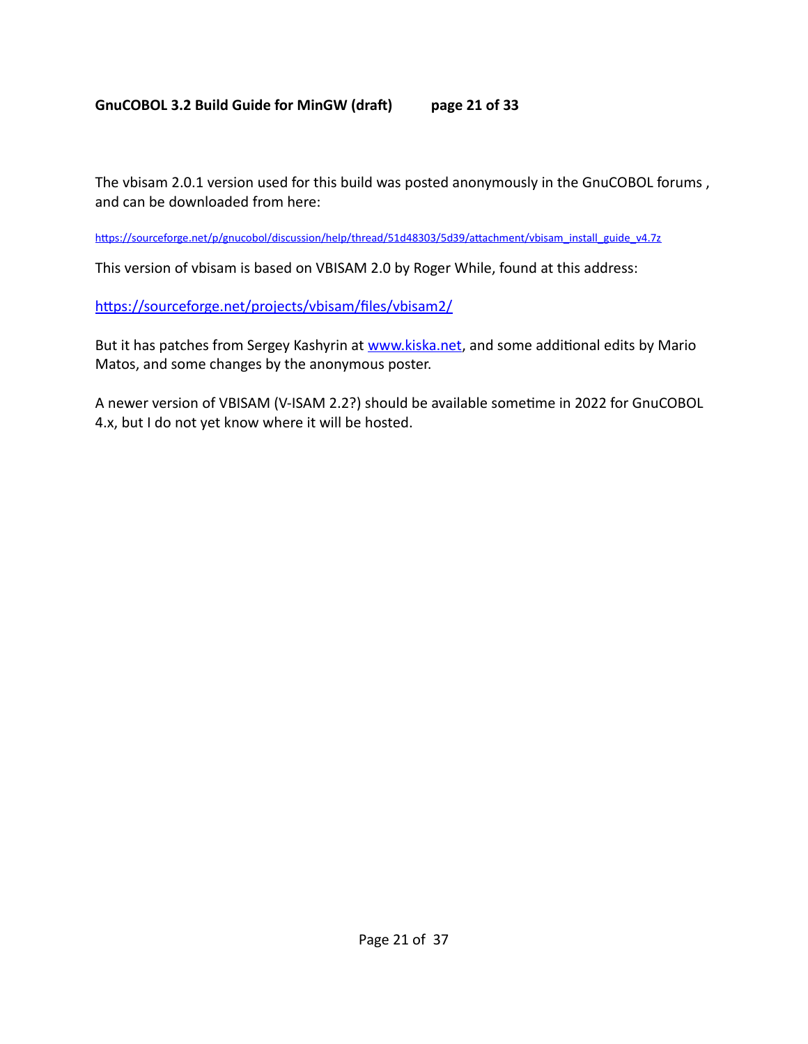The vbisam 2.0.1 version used for this build was posted anonymously in the GnuCOBOL forums , and can be downloaded from here:

https://sourceforge.net/p/gnucobol/discussion/help/thread/51d48303/5d39/attachment/vbisam_install_guide_v4.7z

This version of vbisam is based on VBISAM 2.0 by Roger While, found at this address:

https://sourceforge.net/projects/vbisam/files/vbisam2/

But it has patches from Sergey Kashyrin at www.kiska.net, and some additional edits by Mario Matos, and some changes by the anonymous poster.

A newer version of VBISAM (V-ISAM 2.2?) should be available sometime in 2022 for GnuCOBOL 4.x, but I do not yet know where it will be hosted.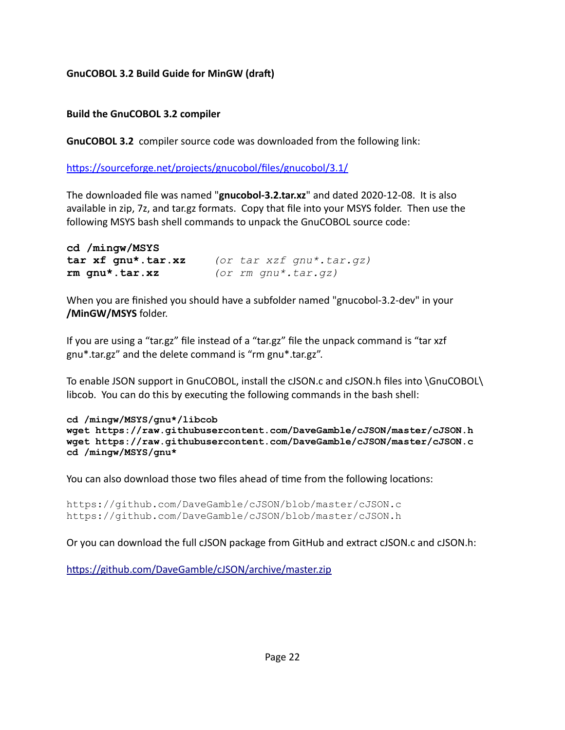**GnuCOBOL 3.2 Build Guide for MinGW (draft)**

**Build the GnuCOBOL 3.2 compiler**

**GnuCOBOL 3.2** compiler source code was downloaded from the following link:

https://sourceforge.net/projects/gnucobol/files/gnucobol/3.1/

The downloaded file was named "**gnucobol-3.2.tar.xz**" and dated 2020-12-08. It is also available in zip, 7z, and tar.gz formats. Copy that file into your MSYS folder. Then use the following MSYS bash shell commands to unpack the GnuCOBOL source code:

```
cd /mingw/MSYS
tar xf gnu*.tar.xz        (or tar xzf gnu*.tar.gz)
rm gnu*.tar.xz            (or rm gnu*.tar.gz)
```

When you are finished you should have a subfolder named "gnucobol-3.2-dev" in your **/MinGW/MSYS** folder.

If you are using a "tar.gz" file instead of a "tar.gz" file the unpack command is "tar xzf gnu*.tar.gz" and the delete command is "rm gnu*.tar.gz".

To enable JSON support in GnuCOBOL, install the cJSON.c and cJSON.h files into \GnuCOBOL\libcob. You can do this by executing the following commands in the bash shell:

```
cd /mingw/MSYS/gnu*/libcob
wget https://raw.githubusercontent.com/DaveGamble/cJSON/master/cJSON.h
wget https://raw.githubusercontent.com/DaveGamble/cJSON/master/cJSON.c
cd /mingw/MSYS/gnu*
```

You can also download those two files ahead of time from the following locations:

```
https://github.com/DaveGamble/cJSON/blob/master/cJSON.c
https://github.com/DaveGamble/cJSON/blob/master/cJSON.h
```

Or you can download the full cJSON package from GitHub and extract cJSON.c and cJSON.h:

https://github.com/DaveGamble/cJSON/archive/master.zip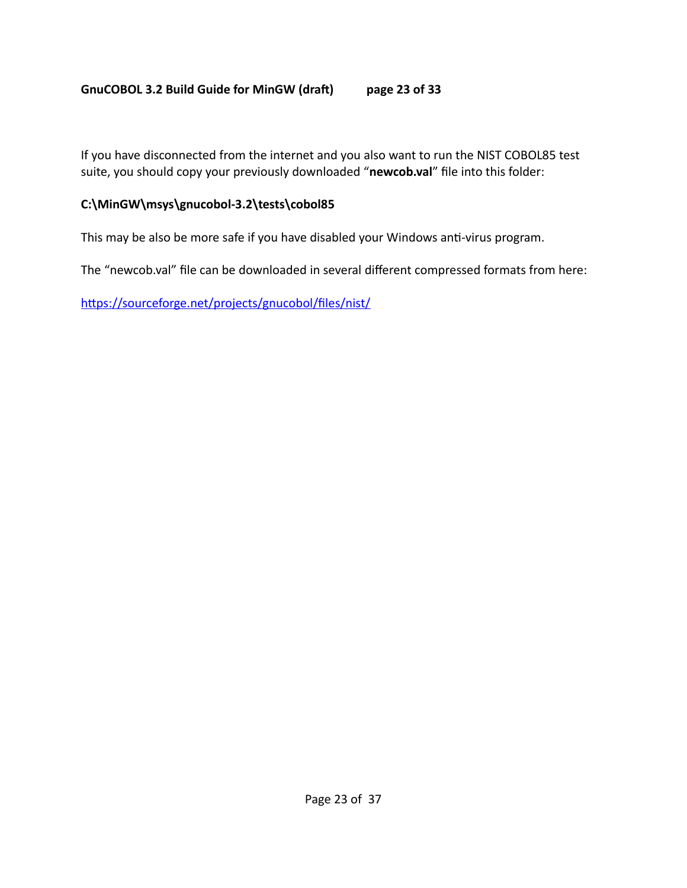If you have disconnected from the internet and you also want to run the NIST COBOL85 test suite, you should copy your previously downloaded “**newcob.val**” file into this folder:

**C:\MinGW\msys\gnucobol-3.2\tests\cobol85**

This may be also be more safe if you have disabled your Windows anti-virus program.

The “newcob.val” file can be downloaded in several different compressed formats from here:

https://sourceforge.net/projects/gnucobol/files/nist/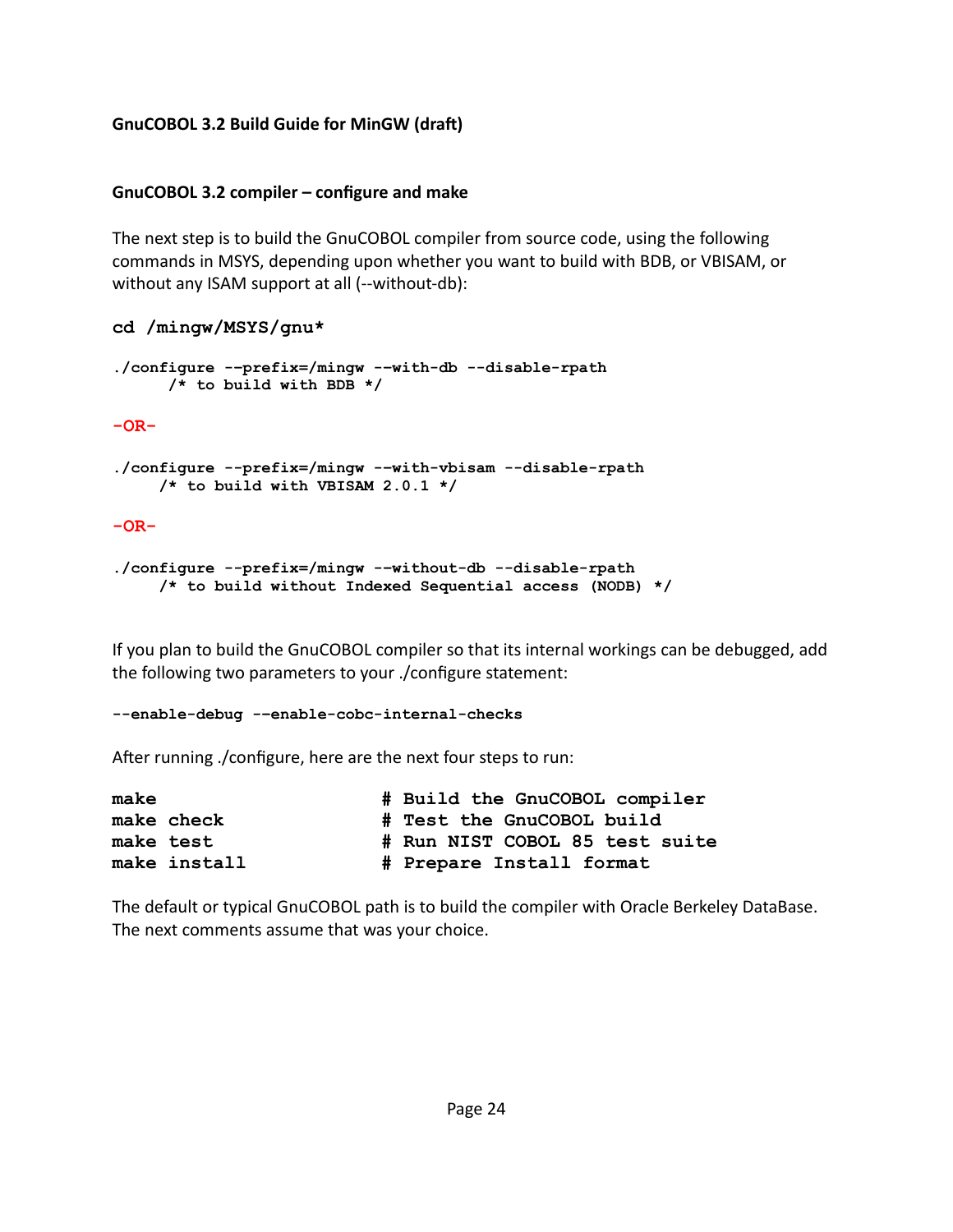**GnuCOBOL 3.2 Build Guide for MinGW (draft)**

**GnuCOBOL 3.2 compiler – configure and make**

The next step is to build the GnuCOBOL compiler from source code, using the following commands in MSYS, depending upon whether you want to build with BDB, or VBISAM, or without any ISAM support at all (--without-db):

```
cd /mingw/MSYS/gnu*
```

```
./configure --prefix=/mingw --with-db --disable-rpath
      /* to build with BDB */
```

**-OR-**

```
./configure --prefix=/mingw --with-vbisam --disable-rpath
     /* to build with VBISAM 2.0.1 */
```

**-OR-**

```
./configure --prefix=/mingw --without-db --disable-rpath
     /* to build without Indexed Sequential access (NODB) */
```

If you plan to build the GnuCOBOL compiler so that its internal workings can be debugged, add the following two parameters to your ./configure statement:

```
--enable-debug --enable-cobc-internal-checks
```

After running ./configure, here are the next four steps to run:

```
make                    # Build the GnuCOBOL compiler
make check              # Test the GnuCOBOL build
make test               # Run NIST COBOL 85 test suite
make install            # Prepare Install format
```

The default or typical GnuCOBOL path is to build the compiler with Oracle Berkeley DataBase. The next comments assume that was your choice.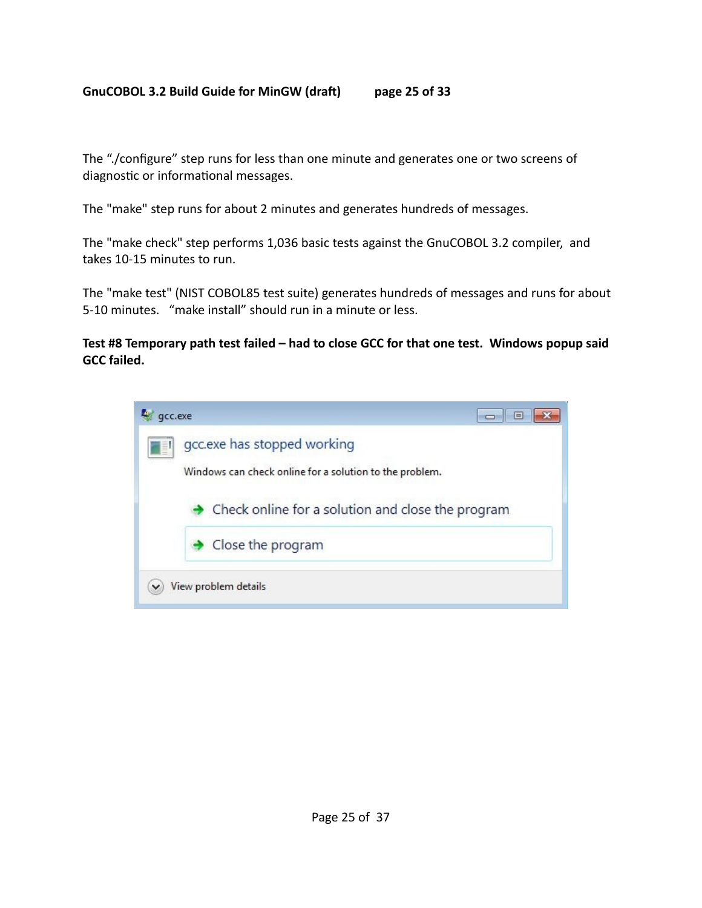The "./configure" step runs for less than one minute and generates one or two screens of diagnostic or informational messages.

The "make" step runs for about 2 minutes and generates hundreds of messages.

The "make check" step performs 1,036 basic tests against the GnuCOBOL 3.2 compiler, and takes 10-15 minutes to run.

The "make test" (NIST COBOL85 test suite) generates hundreds of messages and runs for about 5-10 minutes. "make install" should run in a minute or less.

**Test #8 Temporary path test failed – had to close GCC for that one test. Windows popup said GCC failed.**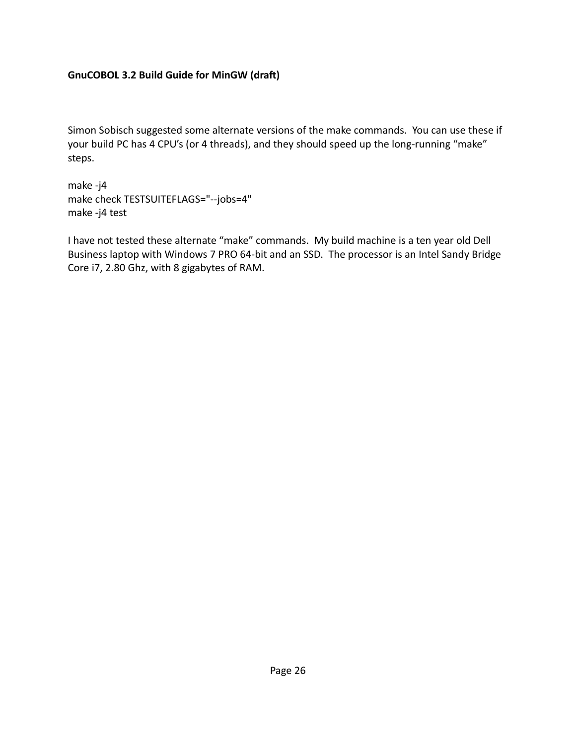Simon Sobisch suggested some alternate versions of the make commands. You can use these if your build PC has 4 CPU's (or 4 threads), and they should speed up the long-running "make" steps.

```
make -j4
make check TESTSUITEFLAGS="--jobs=4"
make -j4 test
```

I have not tested these alternate "make" commands. My build machine is a ten year old Dell Business laptop with Windows 7 PRO 64-bit and an SSD. The processor is an Intel Sandy Bridge Core i7, 2.80 Ghz, with 8 gigabytes of RAM.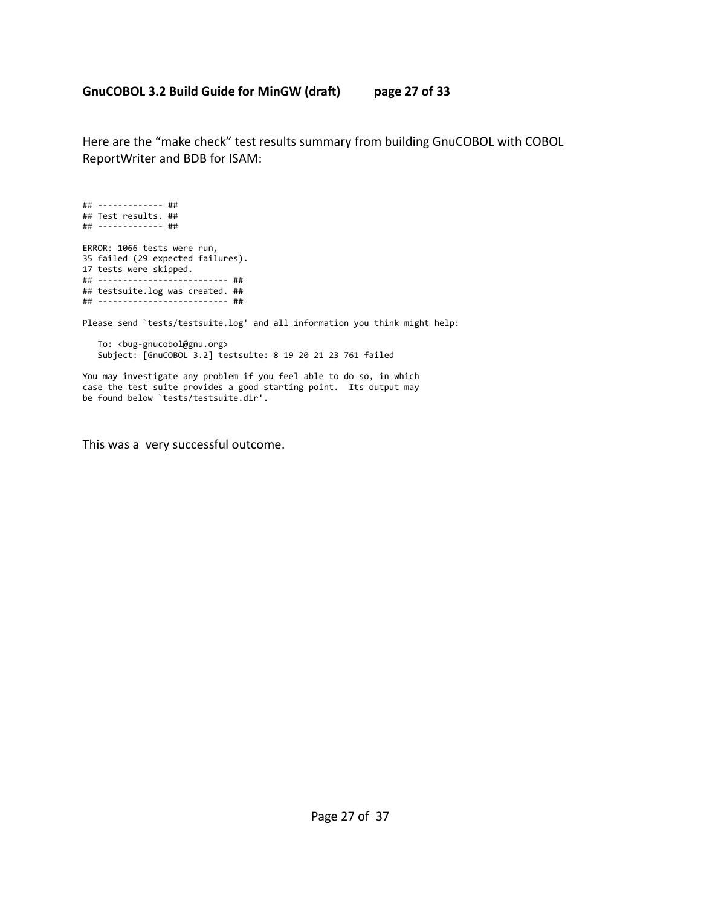Here are the “make check” test results summary from building GnuCOBOL with COBOL ReportWriter and BDB for ISAM:

```
## ------------- ##
## Test results. ##
## ------------- ##

ERROR: 1066 tests were run,
35 failed (29 expected failures).
17 tests were skipped.
## -------------------------- ##
## testsuite.log was created. ##
## -------------------------- ##

Please send `tests/testsuite.log' and all information you think might help:

   To: <bug-gnucobol@gnu.org>
   Subject: [GnuCOBOL 3.2] testsuite: 8 19 20 21 23 761 failed

You may investigate any problem if you feel able to do so, in which
case the test suite provides a good starting point.  Its output may
be found below `tests/testsuite.dir'.
```

This was a very successful outcome.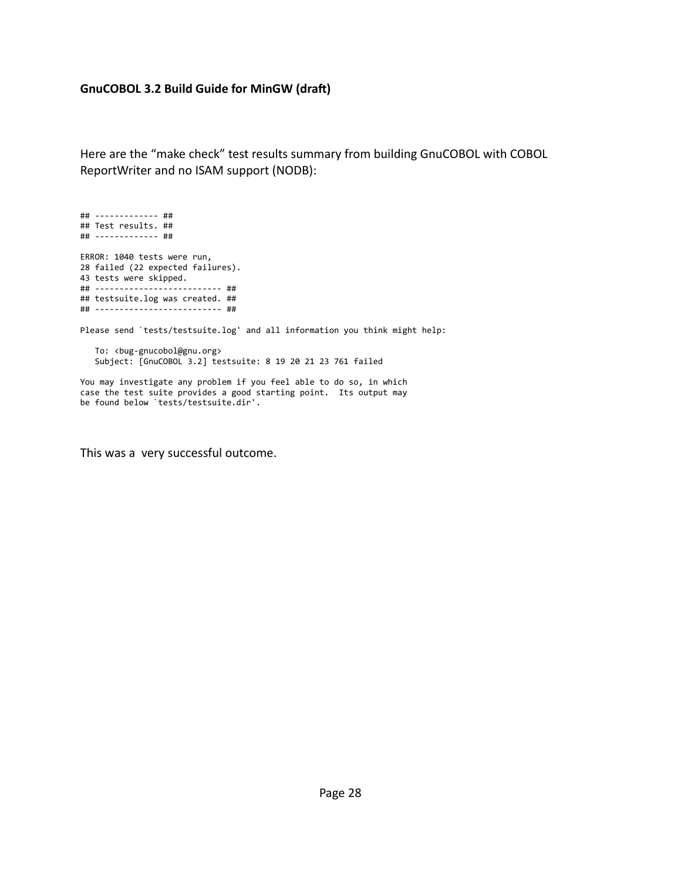**GnuCOBOL 3.2 Build Guide for MinGW (draft)**

Here are the “make check” test results summary from building GnuCOBOL with COBOL ReportWriter and no ISAM support (NODB):

```
## ------------- ##
## Test results. ##
## ------------- ##

ERROR: 1040 tests were run,
28 failed (22 expected failures).
43 tests were skipped.
## ------------------------- ##
## testsuite.log was created. ##
## ------------------------- ##

Please send `tests/testsuite.log' and all information you think might help:

   To: <bug-gnucobol@gnu.org>
   Subject: [GnuCOBOL 3.2] testsuite: 8 19 20 21 23 761 failed

You may investigate any problem if you feel able to do so, in which
case the test suite provides a good starting point.  Its output may
be found below `tests/testsuite.dir'.
```

This was a  very successful outcome.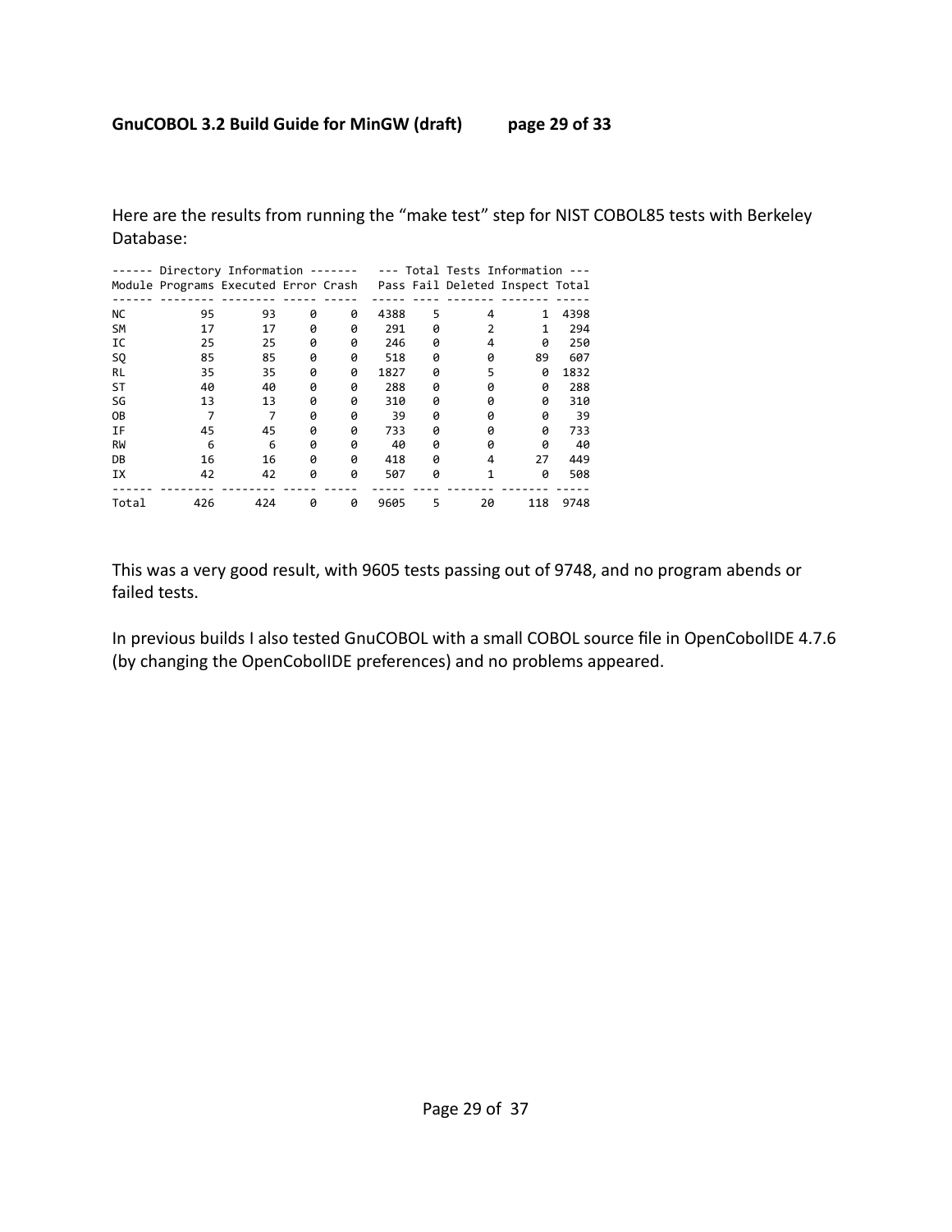Here are the results from running the “make test” step for NIST COBOL85 tests with Berkeley Database:

```
------ Directory Information -------   --- Total Tests Information ---
Module Programs Executed Error Crash   Pass Fail Deleted Inspect Total
------ -------- -------- ----- -----   ----- ---- ------- ------- -----
NC           95       93     0     0   4388    5       4       1  4398
SM           17       17     0     0    291    0       2       1   294
IC           25       25     0     0    246    0       4       0   250
SQ           85       85     0     0    518    0       0      89   607
RL           35       35     0     0   1827    0       5       0  1832
ST           40       40     0     0    288    0       0       0   288
SG           13       13     0     0    310    0       0       0   310
OB            7        7     0     0     39    0       0       0    39
IF           45       45     0     0    733    0       0       0   733
RW            6        6     0     0     40    0       0       0    40
DB           16       16     0     0    418    0       4      27   449
IX           42       42     0     0    507    0       1       0   508
------ -------- -------- ----- -----   ----- ---- ------- ------- -----
Total       426      424     0     0   9605    5      20     118  9748
```

This was a very good result, with 9605 tests passing out of 9748, and no program abends or failed tests.

In previous builds I also tested GnuCOBOL with a small COBOL source file in OpenCobolIDE 4.7.6 (by changing the OpenCobolIDE preferences) and no problems appeared.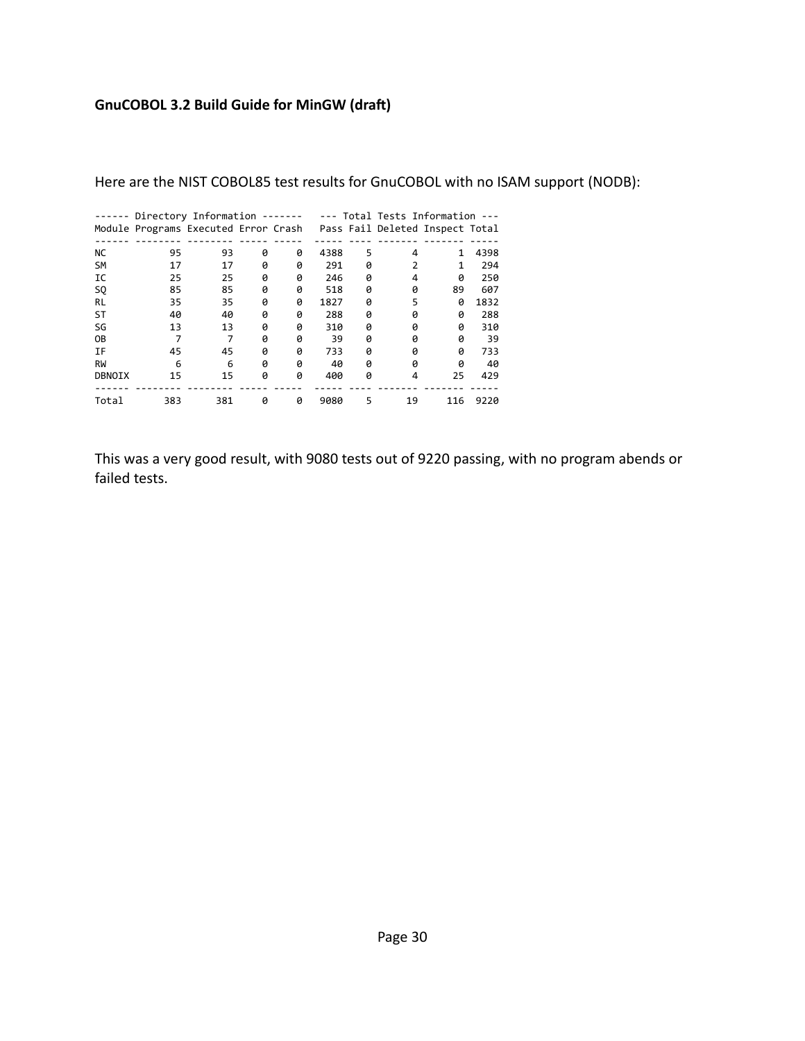Here are the NIST COBOL85 test results for GnuCOBOL with no ISAM support (NODB):

| Directory Information | | | | | Total Tests Information | | | | |
|---|---|---|---|---|---|---|---|---|---|
| Module | Programs | Executed | Error | Crash | Pass | Fail | Deleted | Inspect | Total |
| NC | 95 | 93 | 0 | 0 | 4388 | 5 | 4 | 1 | 4398 |
| SM | 17 | 17 | 0 | 0 | 291 | 0 | 2 | 1 | 294 |
| IC | 25 | 25 | 0 | 0 | 246 | 0 | 4 | 0 | 250 |
| SQ | 85 | 85 | 0 | 0 | 518 | 0 | 0 | 89 | 607 |
| RL | 35 | 35 | 0 | 0 | 1827 | 0 | 5 | 0 | 1832 |
| ST | 40 | 40 | 0 | 0 | 288 | 0 | 0 | 0 | 288 |
| SG | 13 | 13 | 0 | 0 | 310 | 0 | 0 | 0 | 310 |
| OB | 7 | 7 | 0 | 0 | 39 | 0 | 0 | 0 | 39 |
| IF | 45 | 45 | 0 | 0 | 733 | 0 | 0 | 0 | 733 |
| RW | 6 | 6 | 0 | 0 | 40 | 0 | 0 | 0 | 40 |
| DBNOIX | 15 | 15 | 0 | 0 | 400 | 0 | 4 | 25 | 429 |
| Total | 383 | 381 | 0 | 0 | 9080 | 5 | 19 | 116 | 9220 |

This was a very good result, with 9080 tests out of 9220 passing, with no program abends or failed tests.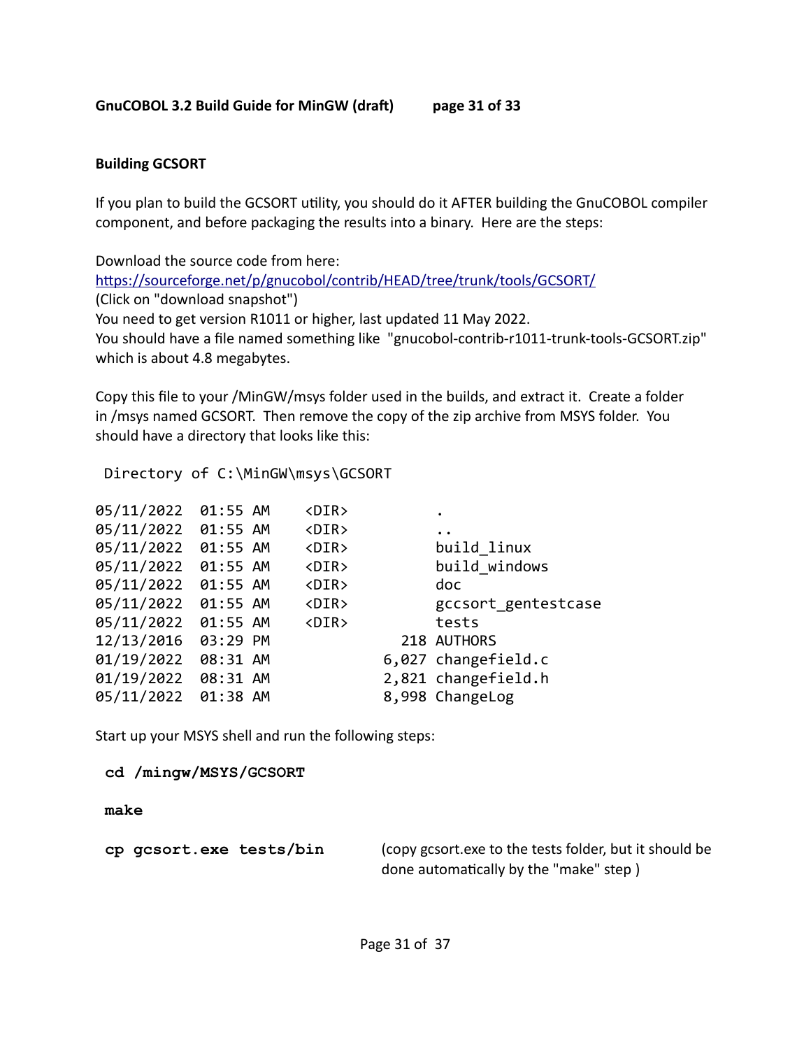## Building GCSORT

If you plan to build the GCSORT utility, you should do it AFTER building the GnuCOBOL compiler component, and before packaging the results into a binary. Here are the steps:

Download the source code from here:
[https://sourceforge.net/p/gnucobol/contrib/HEAD/tree/trunk/tools/GCSORT/](https://sourceforge.net/p/gnucobol/contrib/HEAD/tree/trunk/tools/GCSORT/)
(Click on "download snapshot")
You need to get version R1011 or higher, last updated 11 May 2022.
You should have a file named something like "gnucobol-contrib-r1011-trunk-tools-GCSORT.zip" which is about 4.8 megabytes.

Copy this file to your /MinGW/msys folder used in the builds, and extract it. Create a folder in /msys named GCSORT. Then remove the copy of the zip archive from MSYS folder. You should have a directory that looks like this:

```
 Directory of C:\MinGW\msys\GCSORT

05/11/2022  01:55 AM    <DIR>          .
05/11/2022  01:55 AM    <DIR>          ..
05/11/2022  01:55 AM    <DIR>          build_linux
05/11/2022  01:55 AM    <DIR>          build_windows
05/11/2022  01:55 AM    <DIR>          doc
05/11/2022  01:55 AM    <DIR>          gccsort_gentestcase
05/11/2022  01:55 AM    <DIR>          tests
12/13/2016  03:29 PM               218 AUTHORS
01/19/2022  08:31 AM             6,027 changefield.c
01/19/2022  08:31 AM             2,821 changefield.h
05/11/2022  01:38 AM             8,998 ChangeLog
```

Start up your MSYS shell and run the following steps:

```
cd /mingw/MSYS/GCSORT

make

cp gcsort.exe tests/bin
```

(copy gcsort.exe to the tests folder, but it should be done automatically by the "make" step )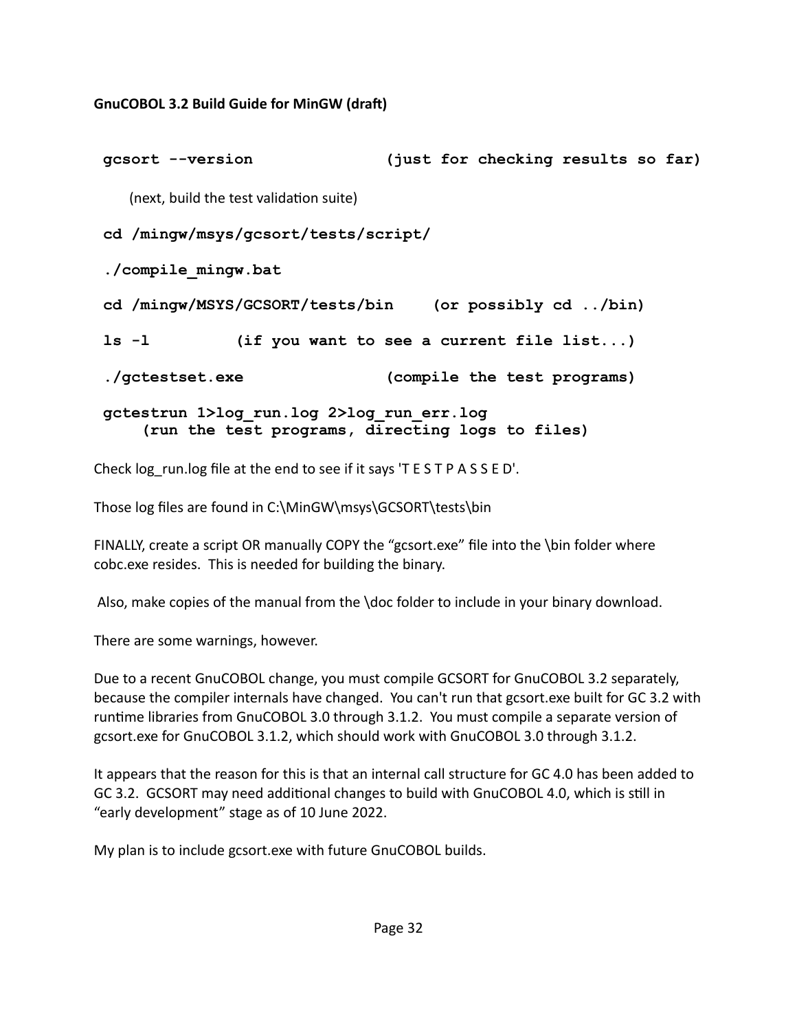**GnuCOBOL 3.2 Build Guide for MinGW (draft)**

```
gcsort --version              (just for checking results so far)
```

(next, build the test validation suite)

```
cd /mingw/msys/gcsort/tests/script/

./compile_mingw.bat

cd /mingw/MSYS/GCSORT/tests/bin    (or possibly cd ../bin)

ls -l         (if you want to see a current file list...)

./gctestset.exe               (compile the test programs)

gctestrun 1>log_run.log 2>log_run_err.log
     (run the test programs, directing logs to files)
```

Check log_run.log file at the end to see if it says 'T E S T P A S S E D'.

Those log files are found in C:\MinGW\msys\GCSORT\tests\bin

FINALLY, create a script OR manually COPY the "gcsort.exe" file into the \bin folder where cobc.exe resides. This is needed for building the binary.

Also, make copies of the manual from the \doc folder to include in your binary download.

There are some warnings, however.

Due to a recent GnuCOBOL change, you must compile GCSORT for GnuCOBOL 3.2 separately, because the compiler internals have changed. You can't run that gcsort.exe built for GC 3.2 with runtime libraries from GnuCOBOL 3.0 through 3.1.2. You must compile a separate version of gcsort.exe for GnuCOBOL 3.1.2, which should work with GnuCOBOL 3.0 through 3.1.2.

It appears that the reason for this is that an internal call structure for GC 4.0 has been added to GC 3.2. GCSORT may need additional changes to build with GnuCOBOL 4.0, which is still in "early development" stage as of 10 June 2022.

My plan is to include gcsort.exe with future GnuCOBOL builds.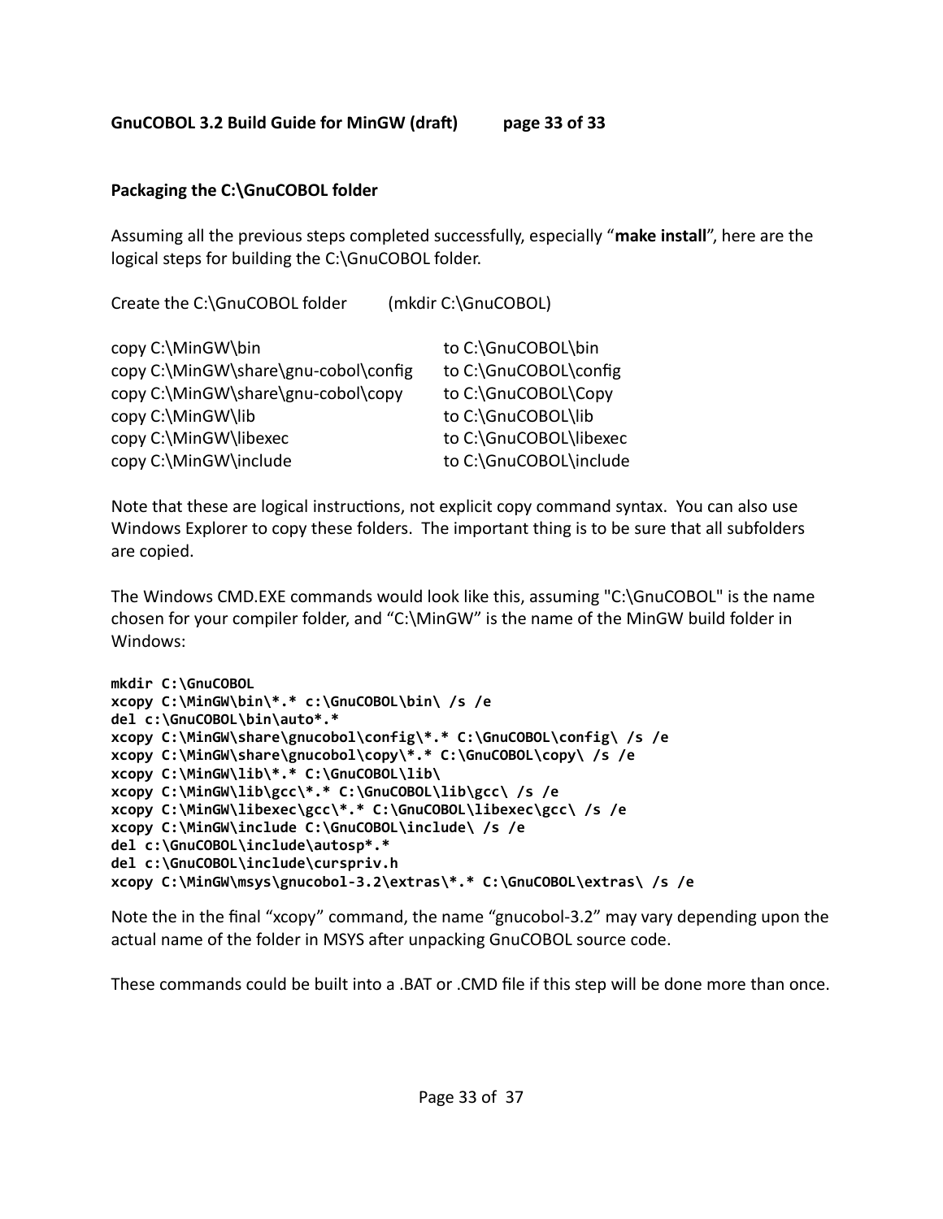## Packaging the C:\GnuCOBOL folder

Assuming all the previous steps completed successfully, especially "**make install**", here are the logical steps for building the C:\GnuCOBOL folder.

Create the C:\GnuCOBOL folder (mkdir C:\GnuCOBOL)

| | |
|---|---|
| copy C:\MinGW\bin | to C:\GnuCOBOL\bin |
| copy C:\MinGW\share\gnu-cobol\config | to C:\GnuCOBOL\config |
| copy C:\MinGW\share\gnu-cobol\copy | to C:\GnuCOBOL\Copy |
| copy C:\MinGW\lib | to C:\GnuCOBOL\lib |
| copy C:\MinGW\libexec | to C:\GnuCOBOL\libexec |
| copy C:\MinGW\include | to C:\GnuCOBOL\include |

Note that these are logical instructions, not explicit copy command syntax. You can also use Windows Explorer to copy these folders. The important thing is to be sure that all subfolders are copied.

The Windows CMD.EXE commands would look like this, assuming "C:\GnuCOBOL" is the name chosen for your compiler folder, and "C:\MinGW" is the name of the MinGW build folder in Windows:

```
mkdir C:\GnuCOBOL
xcopy C:\MinGW\bin\*.* c:\GnuCOBOL\bin\ /s /e
del c:\GnuCOBOL\bin\auto*.*
xcopy C:\MinGW\share\gnucobol\config\*.* C:\GnuCOBOL\config\ /s /e
xcopy C:\MinGW\share\gnucobol\copy\*.* C:\GnuCOBOL\copy\ /s /e
xcopy C:\MinGW\lib\*.* C:\GnuCOBOL\lib\
xcopy C:\MinGW\lib\gcc\*.* C:\GnuCOBOL\lib\gcc\ /s /e
xcopy C:\MinGW\libexec\gcc\*.* C:\GnuCOBOL\libexec\gcc\ /s /e
xcopy C:\MinGW\include C:\GnuCOBOL\include\ /s /e
del c:\GnuCOBOL\include\autosp*.*
del c:\GnuCOBOL\include\curspriv.h
xcopy C:\MinGW\msys\gnucobol-3.2\extras\*.* C:\GnuCOBOL\extras\ /s /e
```

Note the in the final "xcopy" command, the name "gnucobol-3.2" may vary depending upon the actual name of the folder in MSYS after unpacking GnuCOBOL source code.

These commands could be built into a .BAT or .CMD file if this step will be done more than once.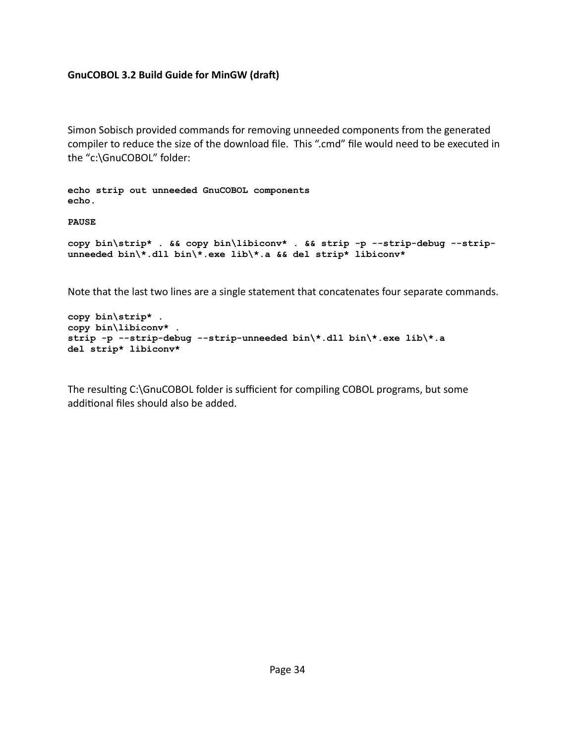**GnuCOBOL 3.2 Build Guide for MinGW (draft)**

Simon Sobisch provided commands for removing unneeded components from the generated compiler to reduce the size of the download file. This ".cmd" file would need to be executed in the "c:\GnuCOBOL" folder:

```
echo strip out unneeded GnuCOBOL components
echo.

PAUSE

copy bin\strip* . && copy bin\libiconv* . && strip -p --strip-debug --strip-
unneeded bin\*.dll bin\*.exe lib\*.a && del strip* libiconv*
```

Note that the last two lines are a single statement that concatenates four separate commands.

```
copy bin\strip* .
copy bin\libiconv* .
strip -p --strip-debug --strip-unneeded bin\*.dll bin\*.exe lib\*.a
del strip* libiconv*
```

The resulting C:\GnuCOBOL folder is sufficient for compiling COBOL programs, but some additional files should also be added.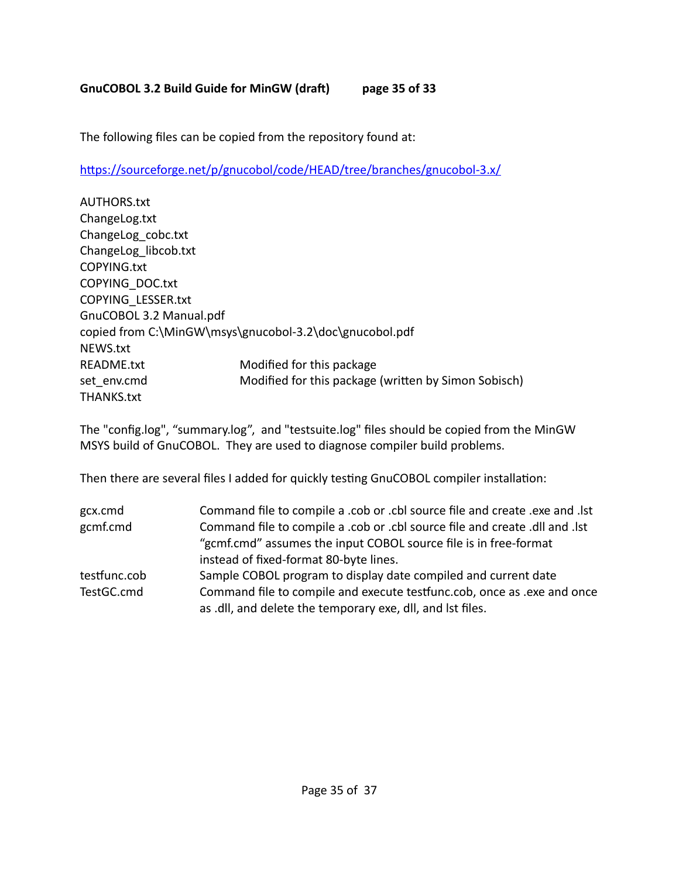The following files can be copied from the repository found at:

https://sourceforge.net/p/gnucobol/code/HEAD/tree/branches/gnucobol-3.x/

| | |
|---|---|
| AUTHORS.txt | |
| ChangeLog.txt | |
| ChangeLog_cobc.txt | |
| ChangeLog_libcob.txt | |
| COPYING.txt | |
| COPYING_DOC.txt | |
| COPYING_LESSER.txt | |
| GnuCOBOL 3.2 Manual.pdf | |
| copied from C:\MinGW\msys\gnucobol-3.2\doc\gnucobol.pdf | |
| NEWS.txt | |
| README.txt | Modified for this package |
| set_env.cmd | Modified for this package (written by Simon Sobisch) |
| THANKS.txt | |

The "config.log", “summary.log”, and "testsuite.log" files should be copied from the MinGW MSYS build of GnuCOBOL. They are used to diagnose compiler build problems.

Then there are several files I added for quickly testing GnuCOBOL compiler installation:

| | |
|---|---|
| gcx.cmd | Command file to compile a .cob or .cbl source file and create .exe and .lst |
| gcmf.cmd | Command file to compile a .cob or .cbl source file and create .dll and .lst “gcmf.cmd” assumes the input COBOL source file is in free-format instead of fixed-format 80-byte lines. |
| testfunc.cob | Sample COBOL program to display date compiled and current date |
| TestGC.cmd | Command file to compile and execute testfunc.cob, once as .exe and once as .dll, and delete the temporary exe, dll, and lst files. |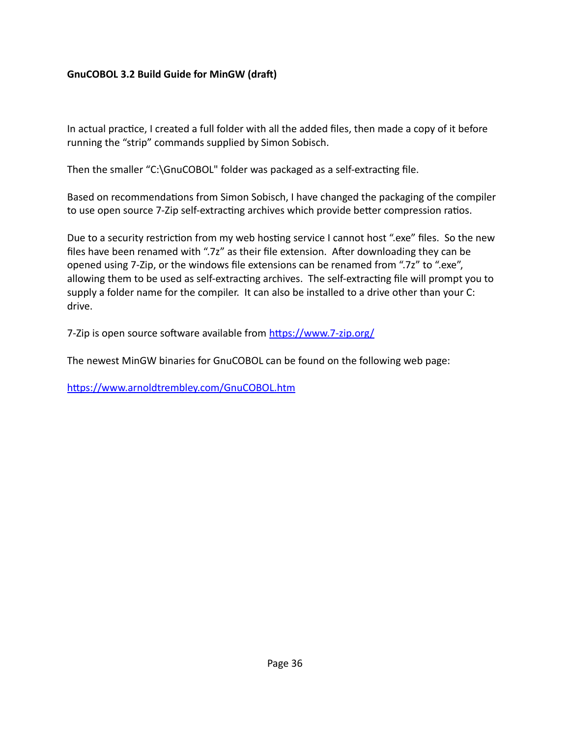In actual practice, I created a full folder with all the added files, then made a copy of it before running the "strip" commands supplied by Simon Sobisch.

Then the smaller "C:\GnuCOBOL" folder was packaged as a self-extracting file.

Based on recommendations from Simon Sobisch, I have changed the packaging of the compiler to use open source 7-Zip self-extracting archives which provide better compression ratios.

Due to a security restriction from my web hosting service I cannot host ".exe" files. So the new files have been renamed with ".7z" as their file extension. After downloading they can be opened using 7-Zip, or the windows file extensions can be renamed from ".7z" to ".exe", allowing them to be used as self-extracting archives. The self-extracting file will prompt you to supply a folder name for the compiler. It can also be installed to a drive other than your C: drive.

7-Zip is open source software available from https://www.7-zip.org/

The newest MinGW binaries for GnuCOBOL can be found on the following web page:

https://www.arnoldtrembley.com/GnuCOBOL.htm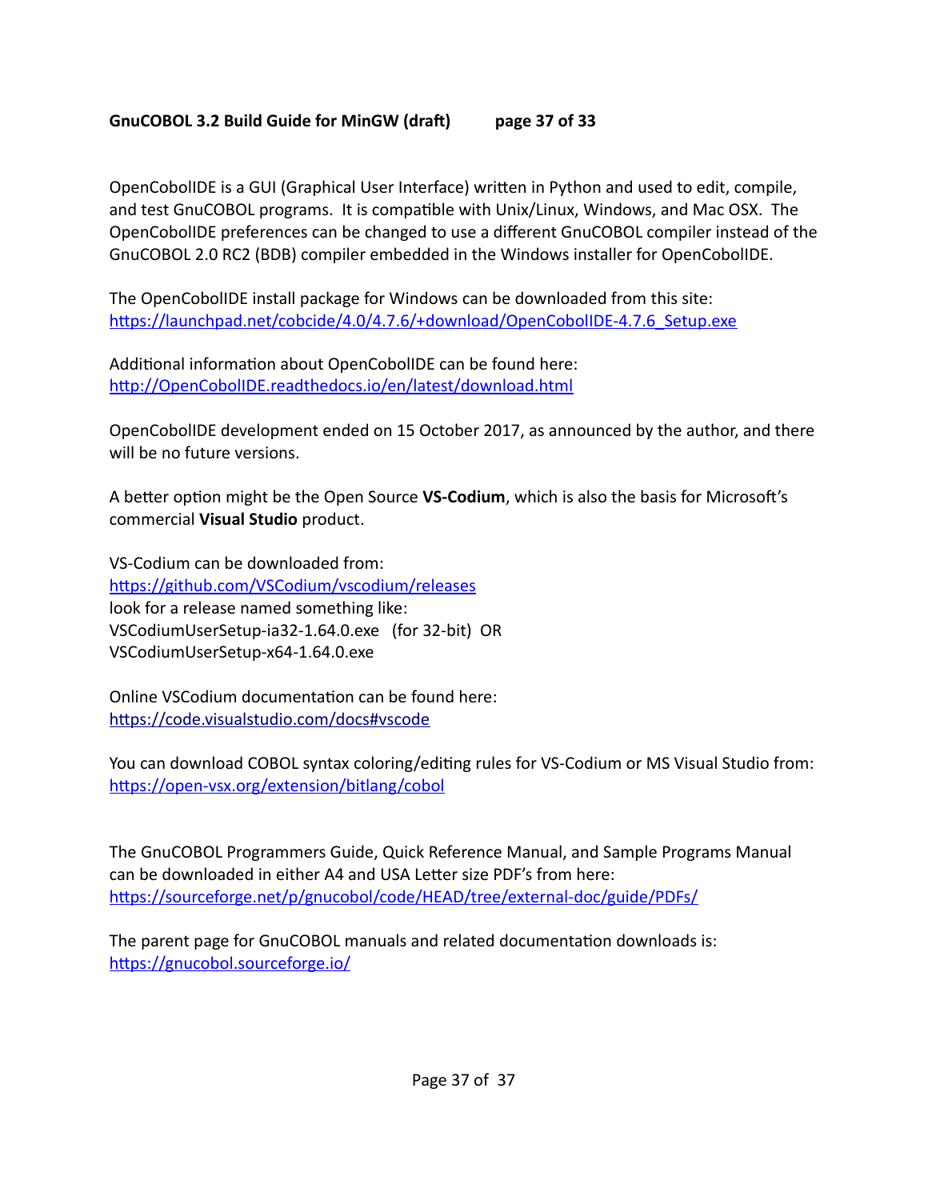OpenCobolIDE is a GUI (Graphical User Interface) written in Python and used to edit, compile, and test GnuCOBOL programs. It is compatible with Unix/Linux, Windows, and Mac OSX. The OpenCobolIDE preferences can be changed to use a different GnuCOBOL compiler instead of the GnuCOBOL 2.0 RC2 (BDB) compiler embedded in the Windows installer for OpenCobolIDE.

The OpenCobolIDE install package for Windows can be downloaded from this site:
https://launchpad.net/cobcide/4.0/4.7.6/+download/OpenCobolIDE-4.7.6_Setup.exe

Additional information about OpenCobolIDE can be found here:
http://OpenCobolIDE.readthedocs.io/en/latest/download.html

OpenCobolIDE development ended on 15 October 2017, as announced by the author, and there will be no future versions.

A better option might be the Open Source **VS-Codium**, which is also the basis for Microsoft's commercial **Visual Studio** product.

VS-Codium can be downloaded from:
https://github.com/VSCodium/vscodium/releases
look for a release named something like:
VSCodiumUserSetup-ia32-1.64.0.exe (for 32-bit) OR
VSCodiumUserSetup-x64-1.64.0.exe

Online VSCodium documentation can be found here:
https://code.visualstudio.com/docs#vscode

You can download COBOL syntax coloring/editing rules for VS-Codium or MS Visual Studio from:
https://open-vsx.org/extension/bitlang/cobol

The GnuCOBOL Programmers Guide, Quick Reference Manual, and Sample Programs Manual can be downloaded in either A4 and USA Letter size PDF's from here:
https://sourceforge.net/p/gnucobol/code/HEAD/tree/external-doc/guide/PDFs/

The parent page for GnuCOBOL manuals and related documentation downloads is:
https://gnucobol.sourceforge.io/